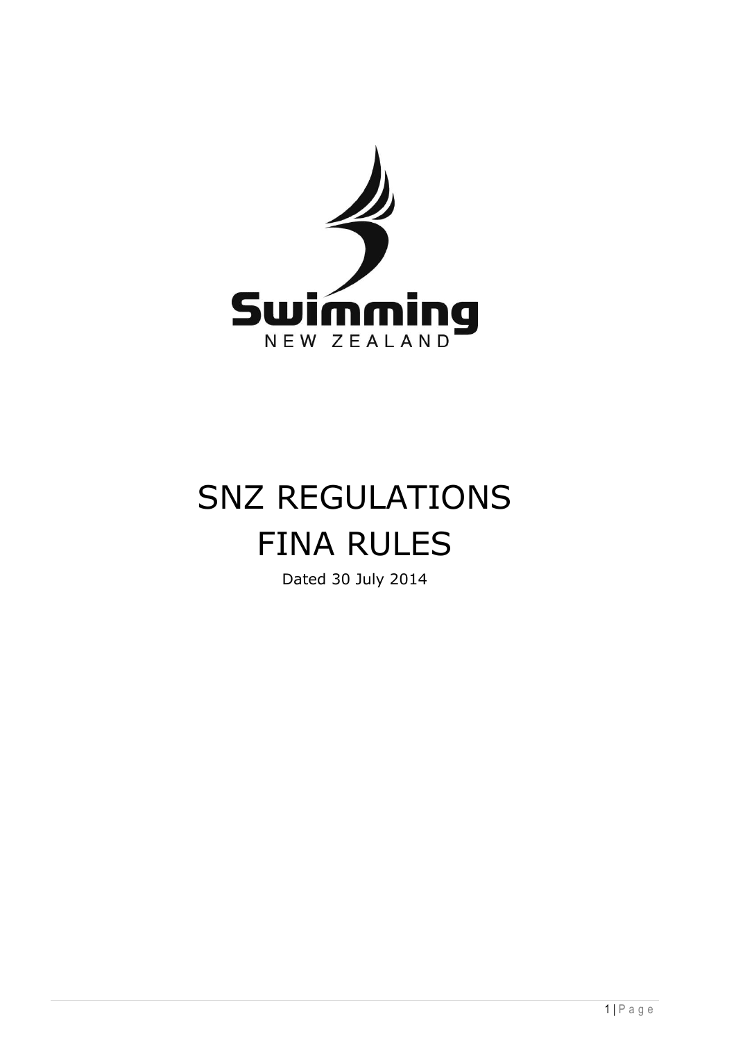Swimming

NEW ZEALAND

# SNZ REGULATIONS

# FINA RULES

Dated 30 July 2014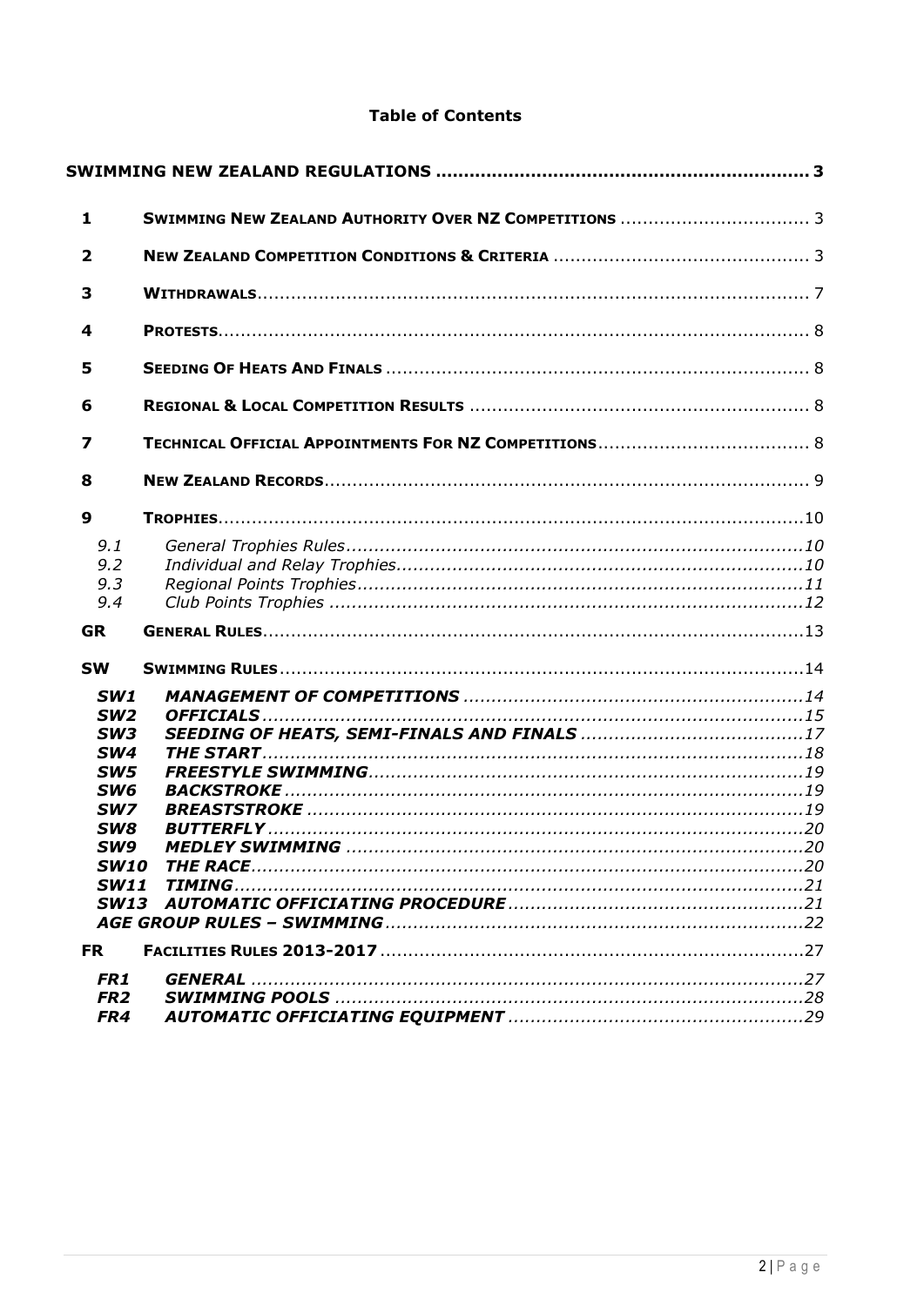# Table of Contents

| | | |
|---|---|---|
| **SWIMMING NEW ZEALAND REGULATIONS** | | **3** |
| **1** | **SWIMMING NEW ZEALAND AUTHORITY OVER NZ COMPETITIONS** | 3 |
| **2** | **NEW ZEALAND COMPETITION CONDITIONS & CRITERIA** | 3 |
| **3** | **WITHDRAWALS** | 7 |
| **4** | **PROTESTS** | 8 |
| **5** | **SEEDING OF HEATS AND FINALS** | 8 |
| **6** | **REGIONAL & LOCAL COMPETITION RESULTS** | 8 |
| **7** | **TECHNICAL OFFICIAL APPOINTMENTS FOR NZ COMPETITIONS** | 8 |
| **8** | **NEW ZEALAND RECORDS** | 9 |
| **9** | **TROPHIES** | 10 |
| *9.1* | *General Trophies Rules* | *10* |
| *9.2* | *Individual and Relay Trophies* | *10* |
| *9.3* | *Regional Points Trophies* | *11* |
| *9.4* | *Club Points Trophies* | *12* |
| **GR** | **GENERAL RULES** | 13 |
| **SW** | **SWIMMING RULES** | 14 |
| ***SW1*** | ***MANAGEMENT OF COMPETITIONS*** | *14* |
| ***SW2*** | ***OFFICIALS*** | *15* |
| ***SW3*** | ***SEEDING OF HEATS, SEMI-FINALS AND FINALS*** | *17* |
| ***SW4*** | ***THE START*** | *18* |
| ***SW5*** | ***FREESTYLE SWIMMING*** | *19* |
| ***SW6*** | ***BACKSTROKE*** | *19* |
| ***SW7*** | ***BREASTSTROKE*** | *19* |
| ***SW8*** | ***BUTTERFLY*** | *20* |
| ***SW9*** | ***MEDLEY SWIMMING*** | *20* |
| ***SW10*** | ***THE RACE*** | *20* |
| ***SW11*** | ***TIMING*** | *21* |
| ***SW13*** | ***AUTOMATIC OFFICIATING PROCEDURE*** | *21* |
| | ***AGE GROUP RULES – SWIMMING*** | *22* |
| **FR** | **FACILITIES RULES 2013-2017** | 27 |
| ***FR1*** | ***GENERAL*** | *27* |
| ***FR2*** | ***SWIMMING POOLS*** | *28* |
| ***FR4*** | ***AUTOMATIC OFFICIATING EQUIPMENT*** | *29* |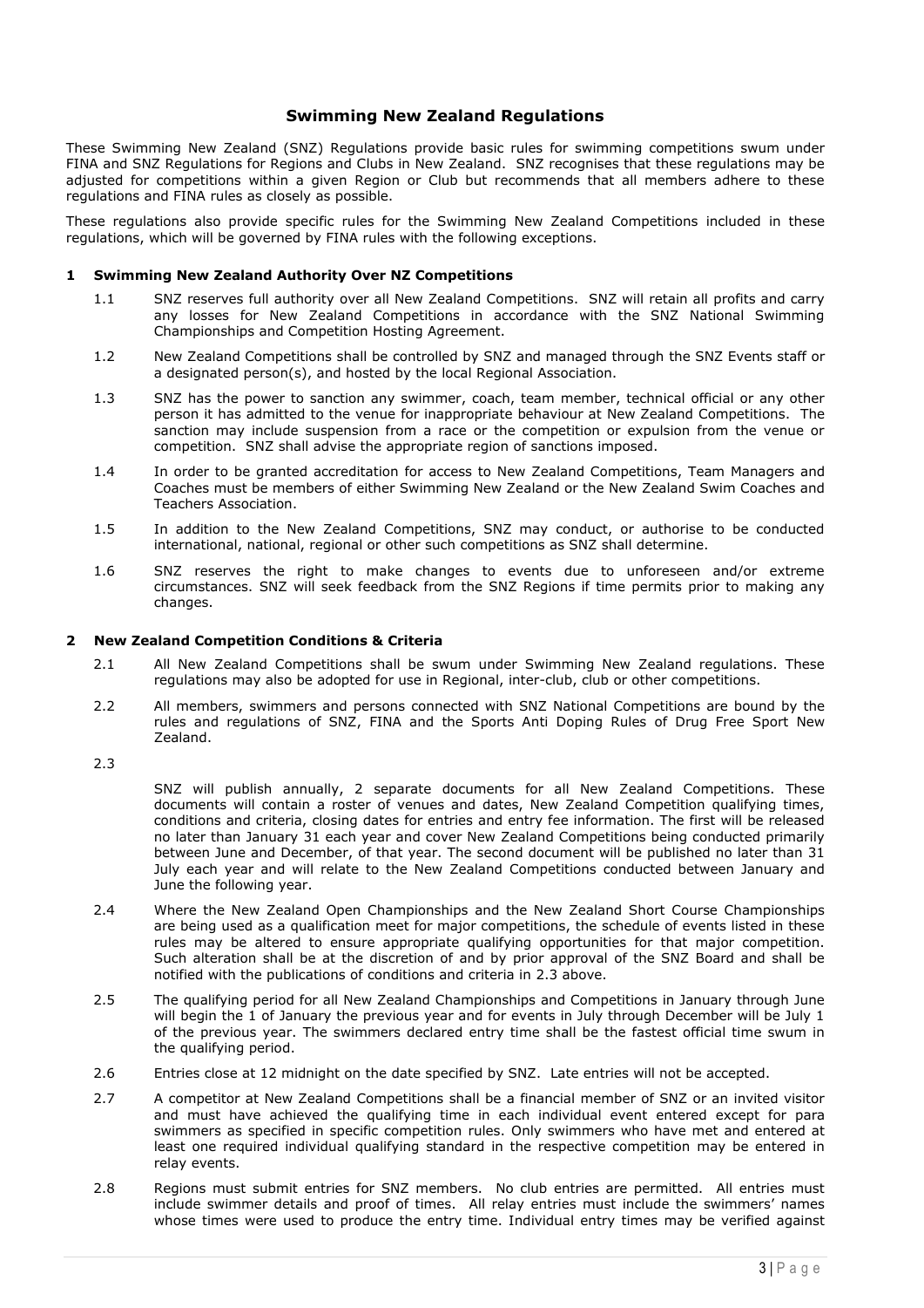# Swimming New Zealand Regulations

These Swimming New Zealand (SNZ) Regulations provide basic rules for swimming competitions swum under FINA and SNZ Regulations for Regions and Clubs in New Zealand. SNZ recognises that these regulations may be adjusted for competitions within a given Region or Club but recommends that all members adhere to these regulations and FINA rules as closely as possible.

These regulations also provide specific rules for the Swimming New Zealand Competitions included in these regulations, which will be governed by FINA rules with the following exceptions.

## 1 Swimming New Zealand Authority Over NZ Competitions

1.1 SNZ reserves full authority over all New Zealand Competitions. SNZ will retain all profits and carry any losses for New Zealand Competitions in accordance with the SNZ National Swimming Championships and Competition Hosting Agreement.

1.2 New Zealand Competitions shall be controlled by SNZ and managed through the SNZ Events staff or a designated person(s), and hosted by the local Regional Association.

1.3 SNZ has the power to sanction any swimmer, coach, team member, technical official or any other person it has admitted to the venue for inappropriate behaviour at New Zealand Competitions. The sanction may include suspension from a race or the competition or expulsion from the venue or competition. SNZ shall advise the appropriate region of sanctions imposed.

1.4 In order to be granted accreditation for access to New Zealand Competitions, Team Managers and Coaches must be members of either Swimming New Zealand or the New Zealand Swim Coaches and Teachers Association.

1.5 In addition to the New Zealand Competitions, SNZ may conduct, or authorise to be conducted international, national, regional or other such competitions as SNZ shall determine.

1.6 SNZ reserves the right to make changes to events due to unforeseen and/or extreme circumstances. SNZ will seek feedback from the SNZ Regions if time permits prior to making any changes.

## 2 New Zealand Competition Conditions & Criteria

2.1 All New Zealand Competitions shall be swum under Swimming New Zealand regulations. These regulations may also be adopted for use in Regional, inter-club, club or other competitions.

2.2 All members, swimmers and persons connected with SNZ National Competitions are bound by the rules and regulations of SNZ, FINA and the Sports Anti Doping Rules of Drug Free Sport New Zealand.

2.3 SNZ will publish annually, 2 separate documents for all New Zealand Competitions. These documents will contain a roster of venues and dates, New Zealand Competition qualifying times, conditions and criteria, closing dates for entries and entry fee information. The first will be released no later than January 31 each year and cover New Zealand Competitions being conducted primarily between June and December, of that year. The second document will be published no later than 31 July each year and will relate to the New Zealand Competitions conducted between January and June the following year.

2.4 Where the New Zealand Open Championships and the New Zealand Short Course Championships are being used as a qualification meet for major competitions, the schedule of events listed in these rules may be altered to ensure appropriate qualifying opportunities for that major competition. Such alteration shall be at the discretion of and by prior approval of the SNZ Board and shall be notified with the publications of conditions and criteria in 2.3 above.

2.5 The qualifying period for all New Zealand Championships and Competitions in January through June will begin the 1 of January the previous year and for events in July through December will be July 1 of the previous year. The swimmers declared entry time shall be the fastest official time swum in the qualifying period.

2.6 Entries close at 12 midnight on the date specified by SNZ. Late entries will not be accepted.

2.7 A competitor at New Zealand Competitions shall be a financial member of SNZ or an invited visitor and must have achieved the qualifying time in each individual event entered except for para swimmers as specified in specific competition rules. Only swimmers who have met and entered at least one required individual qualifying standard in the respective competition may be entered in relay events.

2.8 Regions must submit entries for SNZ members. No club entries are permitted. All entries must include swimmer details and proof of times. All relay entries must include the swimmers' names whose times were used to produce the entry time. Individual entry times may be verified against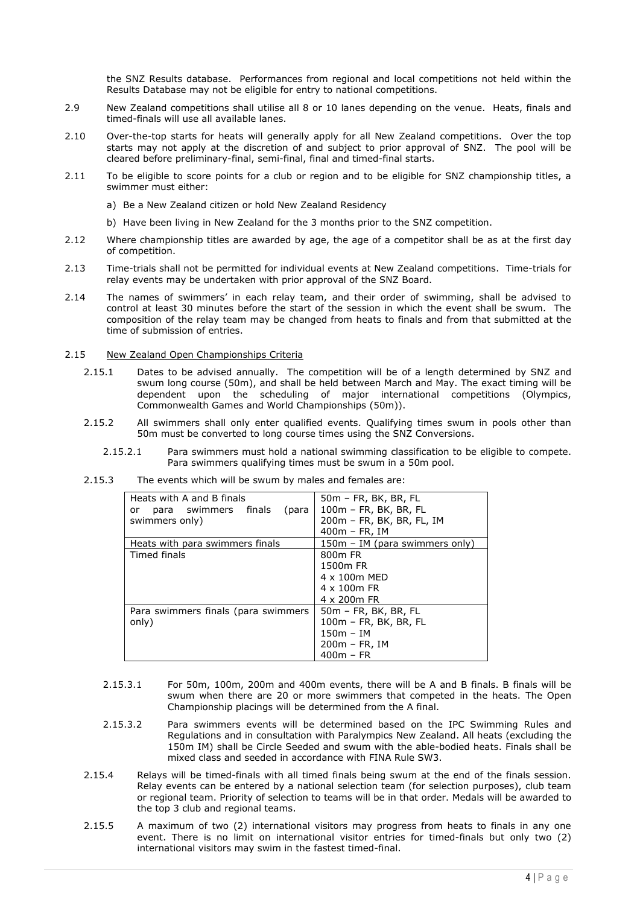the SNZ Results database. Performances from regional and local competitions not held within the Results Database may not be eligible for entry to national competitions.

2.9 New Zealand competitions shall utilise all 8 or 10 lanes depending on the venue. Heats, finals and timed-finals will use all available lanes.

2.10 Over-the-top starts for heats will generally apply for all New Zealand competitions. Over the top starts may not apply at the discretion of and subject to prior approval of SNZ. The pool will be cleared before preliminary-final, semi-final, final and timed-final starts.

2.11 To be eligible to score points for a club or region and to be eligible for SNZ championship titles, a swimmer must either:

a) Be a New Zealand citizen or hold New Zealand Residency

b) Have been living in New Zealand for the 3 months prior to the SNZ competition.

2.12 Where championship titles are awarded by age, the age of a competitor shall be as at the first day of competition.

2.13 Time-trials shall not be permitted for individual events at New Zealand competitions. Time-trials for relay events may be undertaken with prior approval of the SNZ Board.

2.14 The names of swimmers' in each relay team, and their order of swimming, shall be advised to control at least 30 minutes before the start of the session in which the event shall be swum. The composition of the relay team may be changed from heats to finals and from that submitted at the time of submission of entries.

2.15 <u>New Zealand Open Championships Criteria</u>

2.15.1 Dates to be advised annually. The competition will be of a length determined by SNZ and swum long course (50m), and shall be held between March and May. The exact timing will be dependent upon the scheduling of major international competitions (Olympics, Commonwealth Games and World Championships (50m)).

2.15.2 All swimmers shall only enter qualified events. Qualifying times swum in pools other than 50m must be converted to long course times using the SNZ Conversions.

2.15.2.1 Para swimmers must hold a national swimming classification to be eligible to compete. Para swimmers qualifying times must be swum in a 50m pool.

2.15.3 The events which will be swum by males and females are:

| | |
|---|---|
| Heats with A and B finals or para swimmers finals (para swimmers only) | 50m – FR, BK, BR, FL<br>100m – FR, BK, BR, FL<br>200m – FR, BK, BR, FL, IM<br>400m – FR, IM |
| Heats with para swimmers finals | 150m – IM (para swimmers only) |
| Timed finals | 800m FR<br>1500m FR<br>4 x 100m MED<br>4 x 100m FR<br>4 x 200m FR |
| Para swimmers finals (para swimmers only) | 50m – FR, BK, BR, FL<br>100m – FR, BK, BR, FL<br>150m – IM<br>200m – FR, IM<br>400m – FR |

2.15.3.1 For 50m, 100m, 200m and 400m events, there will be A and B finals. B finals will be swum when there are 20 or more swimmers that competed in the heats. The Open Championship placings will be determined from the A final.

2.15.3.2 Para swimmers events will be determined based on the IPC Swimming Rules and Regulations and in consultation with Paralympics New Zealand. All heats (excluding the 150m IM) shall be Circle Seeded and swum with the able-bodied heats. Finals shall be mixed class and seeded in accordance with FINA Rule SW3.

2.15.4 Relays will be timed-finals with all timed finals being swum at the end of the finals session. Relay events can be entered by a national selection team (for selection purposes), club team or regional team. Priority of selection to teams will be in that order. Medals will be awarded to the top 3 club and regional teams.

2.15.5 A maximum of two (2) international visitors may progress from heats to finals in any one event. There is no limit on international visitor entries for timed-finals but only two (2) international visitors may swim in the fastest timed-final.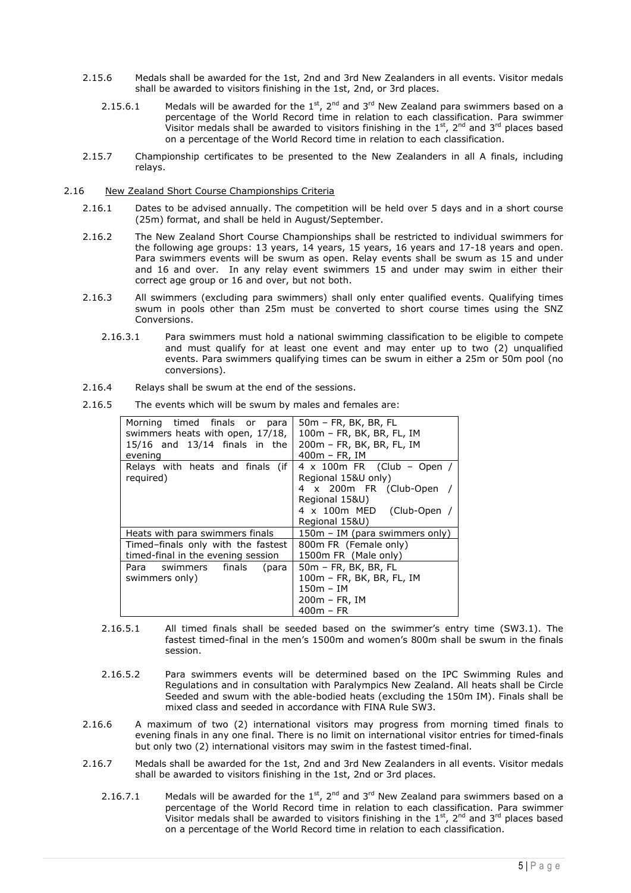2.15.6 Medals shall be awarded for the 1st, 2nd and 3rd New Zealanders in all events. Visitor medals shall be awarded to visitors finishing in the 1st, 2nd, or 3rd places.

2.15.6.1 Medals will be awarded for the 1st, 2nd and 3rd New Zealand para swimmers based on a percentage of the World Record time in relation to each classification. Para swimmer Visitor medals shall be awarded to visitors finishing in the 1st, 2nd and 3rd places based on a percentage of the World Record time in relation to each classification.

2.15.7 Championship certificates to be presented to the New Zealanders in all A finals, including relays.

## 2.16 New Zealand Short Course Championships Criteria

2.16.1 Dates to be advised annually. The competition will be held over 5 days and in a short course (25m) format, and shall be held in August/September.

2.16.2 The New Zealand Short Course Championships shall be restricted to individual swimmers for the following age groups: 13 years, 14 years, 15 years, 16 years and 17-18 years and open. Para swimmers events will be swum as open. Relay events shall be swum as 15 and under and 16 and over. In any relay event swimmers 15 and under may swim in either their correct age group or 16 and over, but not both.

2.16.3 All swimmers (excluding para swimmers) shall only enter qualified events. Qualifying times swum in pools other than 25m must be converted to short course times using the SNZ Conversions.

2.16.3.1 Para swimmers must hold a national swimming classification to be eligible to compete and must qualify for at least one event and may enter up to two (2) unqualified events. Para swimmers qualifying times can be swum in either a 25m or 50m pool (no conversions).

2.16.4 Relays shall be swum at the end of the sessions.

2.16.5 The events which will be swum by males and females are:

| | |
|---|---|
| Morning timed finals or para swimmers heats with open, 17/18, 15/16 and 13/14 finals in the evening | 50m – FR, BK, BR, FL<br>100m – FR, BK, BR, FL, IM<br>200m – FR, BK, BR, FL, IM<br>400m – FR, IM |
| Relays with heats and finals (if required) | 4 x 100m FR (Club – Open / Regional 15&U only)<br>4 x 200m FR (Club-Open / Regional 15&U)<br>4 x 100m MED (Club-Open / Regional 15&U) |
| Heats with para swimmers finals | 150m – IM (para swimmers only) |
| Timed–finals only with the fastest timed-final in the evening session | 800m FR (Female only)<br>1500m FR (Male only) |
| Para swimmers finals (para swimmers only) | 50m – FR, BK, BR, FL<br>100m – FR, BK, BR, FL, IM<br>150m – IM<br>200m – FR, IM<br>400m – FR |

2.16.5.1 All timed finals shall be seeded based on the swimmer's entry time (SW3.1). The fastest timed-final in the men's 1500m and women's 800m shall be swum in the finals session.

2.16.5.2 Para swimmers events will be determined based on the IPC Swimming Rules and Regulations and in consultation with Paralympics New Zealand. All heats shall be Circle Seeded and swum with the able-bodied heats (excluding the 150m IM). Finals shall be mixed class and seeded in accordance with FINA Rule SW3.

2.16.6 A maximum of two (2) international visitors may progress from morning timed finals to evening finals in any one final. There is no limit on international visitor entries for timed-finals but only two (2) international visitors may swim in the fastest timed-final.

2.16.7 Medals shall be awarded for the 1st, 2nd and 3rd New Zealanders in all events. Visitor medals shall be awarded to visitors finishing in the 1st, 2nd or 3rd places.

2.16.7.1 Medals will be awarded for the 1st, 2nd and 3rd New Zealand para swimmers based on a percentage of the World Record time in relation to each classification. Para swimmer Visitor medals shall be awarded to visitors finishing in the 1st, 2nd and 3rd places based on a percentage of the World Record time in relation to each classification.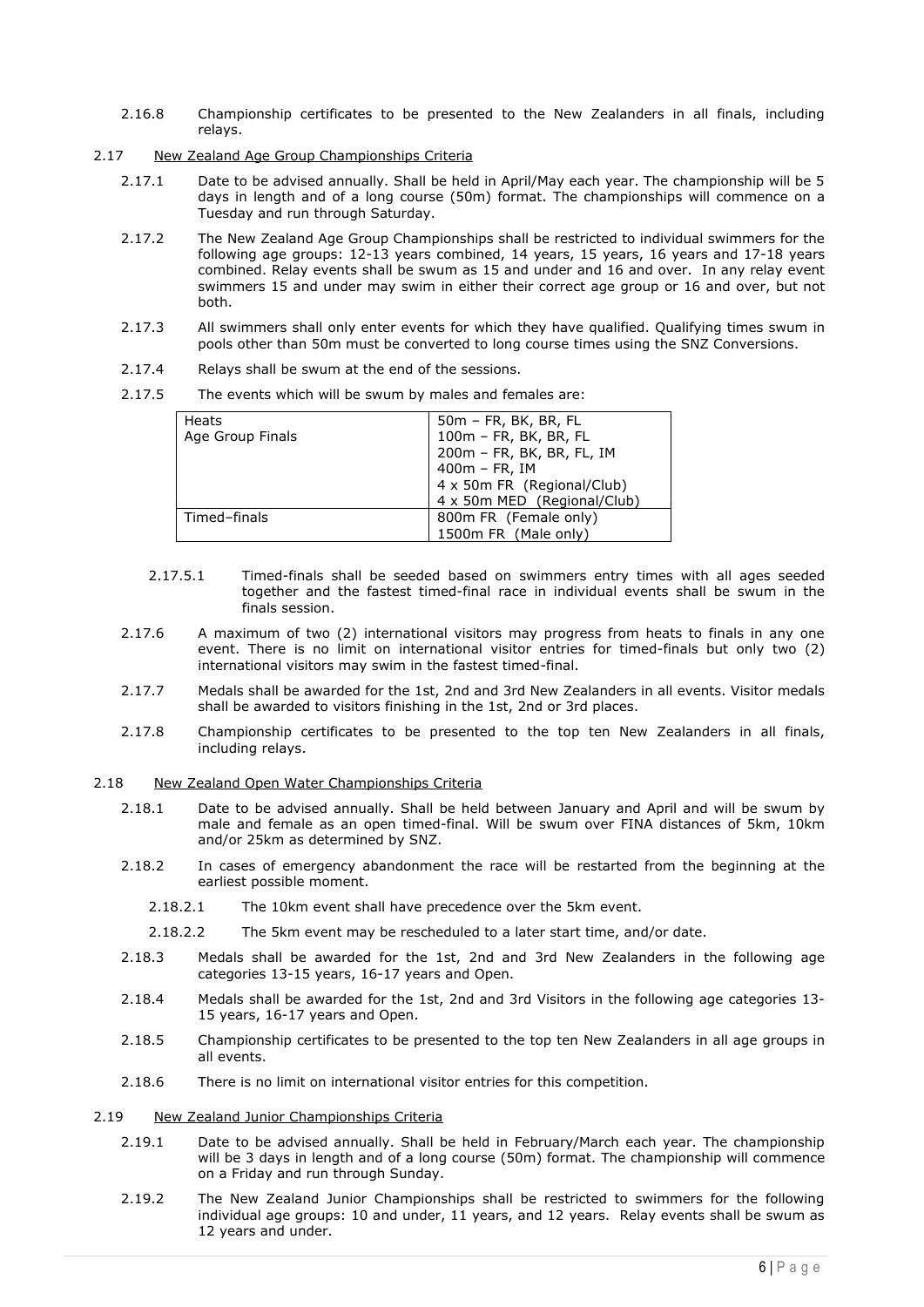2.16.8 Championship certificates to be presented to the New Zealanders in all finals, including relays.

2.17 New Zealand Age Group Championships Criteria

2.17.1 Date to be advised annually. Shall be held in April/May each year. The championship will be 5 days in length and of a long course (50m) format. The championships will commence on a Tuesday and run through Saturday.

2.17.2 The New Zealand Age Group Championships shall be restricted to individual swimmers for the following age groups: 12-13 years combined, 14 years, 15 years, 16 years and 17-18 years combined. Relay events shall be swum as 15 and under and 16 and over. In any relay event swimmers 15 and under may swim in either their correct age group or 16 and over, but not both.

2.17.3 All swimmers shall only enter events for which they have qualified. Qualifying times swum in pools other than 50m must be converted to long course times using the SNZ Conversions.

2.17.4 Relays shall be swum at the end of the sessions.

2.17.5 The events which will be swum by males and females are:

| | |
|---|---|
| Heats<br>Age Group Finals | 50m – FR, BK, BR, FL<br>100m – FR, BK, BR, FL<br>200m – FR, BK, BR, FL, IM<br>400m – FR, IM<br>4 x 50m FR (Regional/Club)<br>4 x 50m MED (Regional/Club) |
| Timed–finals | 800m FR (Female only)<br>1500m FR (Male only) |

2.17.5.1 Timed-finals shall be seeded based on swimmers entry times with all ages seeded together and the fastest timed-final race in individual events shall be swum in the finals session.

2.17.6 A maximum of two (2) international visitors may progress from heats to finals in any one event. There is no limit on international visitor entries for timed-finals but only two (2) international visitors may swim in the fastest timed-final.

2.17.7 Medals shall be awarded for the 1st, 2nd and 3rd New Zealanders in all events. Visitor medals shall be awarded to visitors finishing in the 1st, 2nd or 3rd places.

2.17.8 Championship certificates to be presented to the top ten New Zealanders in all finals, including relays.

2.18 New Zealand Open Water Championships Criteria

2.18.1 Date to be advised annually. Shall be held between January and April and will be swum by male and female as an open timed-final. Will be swum over FINA distances of 5km, 10km and/or 25km as determined by SNZ.

2.18.2 In cases of emergency abandonment the race will be restarted from the beginning at the earliest possible moment.

2.18.2.1 The 10km event shall have precedence over the 5km event.

2.18.2.2 The 5km event may be rescheduled to a later start time, and/or date.

2.18.3 Medals shall be awarded for the 1st, 2nd and 3rd New Zealanders in the following age categories 13-15 years, 16-17 years and Open.

2.18.4 Medals shall be awarded for the 1st, 2nd and 3rd Visitors in the following age categories 13-15 years, 16-17 years and Open.

2.18.5 Championship certificates to be presented to the top ten New Zealanders in all age groups in all events.

2.18.6 There is no limit on international visitor entries for this competition.

2.19 New Zealand Junior Championships Criteria

2.19.1 Date to be advised annually. Shall be held in February/March each year. The championship will be 3 days in length and of a long course (50m) format. The championship will commence on a Friday and run through Sunday.

2.19.2 The New Zealand Junior Championships shall be restricted to swimmers for the following individual age groups: 10 and under, 11 years, and 12 years. Relay events shall be swum as 12 years and under.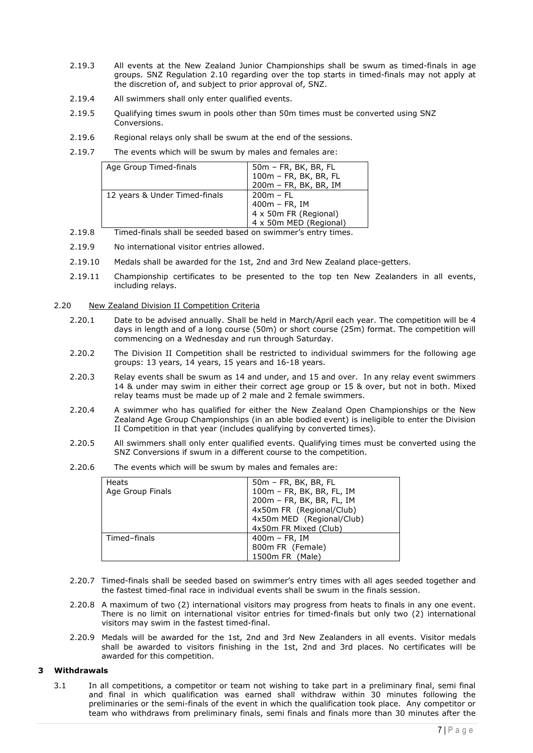2.19.3 All events at the New Zealand Junior Championships shall be swum as timed-finals in age groups. SNZ Regulation 2.10 regarding over the top starts in timed-finals may not apply at the discretion of, and subject to prior approval of, SNZ.

2.19.4 All swimmers shall only enter qualified events.

2.19.5 Qualifying times swum in pools other than 50m times must be converted using SNZ Conversions.

2.19.6 Regional relays only shall be swum at the end of the sessions.

2.19.7 The events which will be swum by males and females are:

| | |
|---|---|
| Age Group Timed-finals | 50m – FR, BK, BR, FL<br>100m – FR, BK, BR, FL<br>200m – FR, BK, BR, IM |
| 12 years & Under Timed-finals | 200m – FL<br>400m – FR, IM<br>4 x 50m FR (Regional)<br>4 x 50m MED (Regional) |

2.19.8 Timed-finals shall be seeded based on swimmer's entry times.

2.19.9 No international visitor entries allowed.

2.19.10 Medals shall be awarded for the 1st, 2nd and 3rd New Zealand place-getters.

2.19.11 Championship certificates to be presented to the top ten New Zealanders in all events, including relays.

2.20 New Zealand Division II Competition Criteria

2.20.1 Date to be advised annually. Shall be held in March/April each year. The competition will be 4 days in length and of a long course (50m) or short course (25m) format. The competition will commencing on a Wednesday and run through Saturday.

2.20.2 The Division II Competition shall be restricted to individual swimmers for the following age groups: 13 years, 14 years, 15 years and 16-18 years.

2.20.3 Relay events shall be swum as 14 and under, and 15 and over. In any relay event swimmers 14 & under may swim in either their correct age group or 15 & over, but not in both. Mixed relay teams must be made up of 2 male and 2 female swimmers.

2.20.4 A swimmer who has qualified for either the New Zealand Open Championships or the New Zealand Age Group Championships (in an able bodied event) is ineligible to enter the Division II Competition in that year (includes qualifying by converted times).

2.20.5 All swimmers shall only enter qualified events. Qualifying times must be converted using the SNZ Conversions if swum in a different course to the competition.

2.20.6 The events which will be swum by males and females are:

| | |
|---|---|
| Heats<br>Age Group Finals | 50m – FR, BK, BR, FL<br>100m – FR, BK, BR, FL, IM<br>200m – FR, BK, BR, FL, IM<br>4x50m FR (Regional/Club)<br>4x50m MED (Regional/Club)<br>4x50m FR Mixed (Club) |
| Timed–finals | 400m – FR, IM<br>800m FR (Female)<br>1500m FR (Male) |

2.20.7 Timed-finals shall be seeded based on swimmer's entry times with all ages seeded together and the fastest timed-final race in individual events shall be swum in the finals session.

2.20.8 A maximum of two (2) international visitors may progress from heats to finals in any one event. There is no limit on international visitor entries for timed-finals but only two (2) international visitors may swim in the fastest timed-final.

2.20.9 Medals will be awarded for the 1st, 2nd and 3rd New Zealanders in all events. Visitor medals shall be awarded to visitors finishing in the 1st, 2nd and 3rd places. No certificates will be awarded for this competition.

## 3 Withdrawals

3.1 In all competitions, a competitor or team not wishing to take part in a preliminary final, semi final and final in which qualification was earned shall withdraw within 30 minutes following the preliminaries or the semi-finals of the event in which the qualification took place. Any competitor or team who withdraws from preliminary finals, semi finals and finals more than 30 minutes after the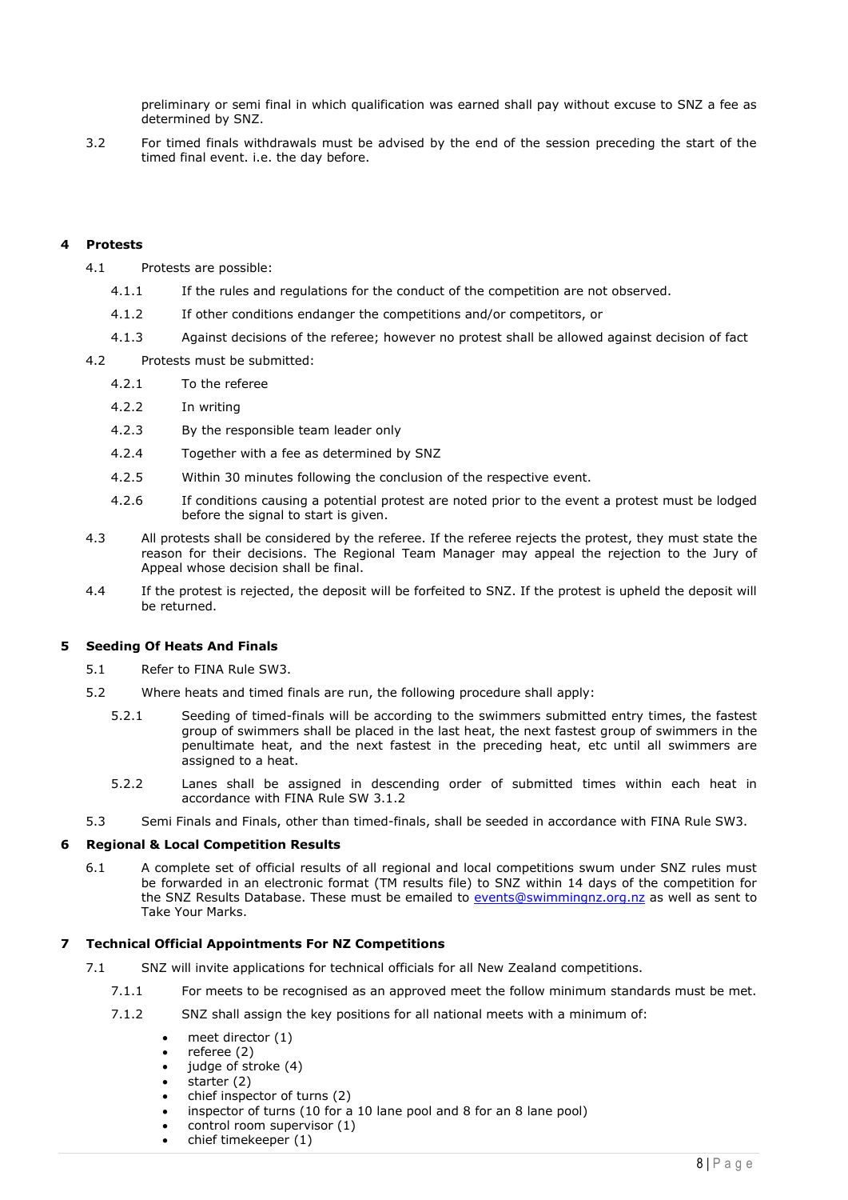preliminary or semi final in which qualification was earned shall pay without excuse to SNZ a fee as determined by SNZ.

3.2 For timed finals withdrawals must be advised by the end of the session preceding the start of the timed final event. i.e. the day before.

## 4 Protests

4.1 Protests are possible:

4.1.1 If the rules and regulations for the conduct of the competition are not observed.

4.1.2 If other conditions endanger the competitions and/or competitors, or

4.1.3 Against decisions of the referee; however no protest shall be allowed against decision of fact

4.2 Protests must be submitted:

4.2.1 To the referee

4.2.2 In writing

4.2.3 By the responsible team leader only

4.2.4 Together with a fee as determined by SNZ

4.2.5 Within 30 minutes following the conclusion of the respective event.

4.2.6 If conditions causing a potential protest are noted prior to the event a protest must be lodged before the signal to start is given.

4.3 All protests shall be considered by the referee. If the referee rejects the protest, they must state the reason for their decisions. The Regional Team Manager may appeal the rejection to the Jury of Appeal whose decision shall be final.

4.4 If the protest is rejected, the deposit will be forfeited to SNZ. If the protest is upheld the deposit will be returned.

## 5 Seeding Of Heats And Finals

5.1 Refer to FINA Rule SW3.

5.2 Where heats and timed finals are run, the following procedure shall apply:

5.2.1 Seeding of timed-finals will be according to the swimmers submitted entry times, the fastest group of swimmers shall be placed in the last heat, the next fastest group of swimmers in the penultimate heat, and the next fastest in the preceding heat, etc until all swimmers are assigned to a heat.

5.2.2 Lanes shall be assigned in descending order of submitted times within each heat in accordance with FINA Rule SW 3.1.2

5.3 Semi Finals and Finals, other than timed-finals, shall be seeded in accordance with FINA Rule SW3.

## 6 Regional & Local Competition Results

6.1 A complete set of official results of all regional and local competitions swum under SNZ rules must be forwarded in an electronic format (TM results file) to SNZ within 14 days of the competition for the SNZ Results Database. These must be emailed to events@swimmingnz.org.nz as well as sent to Take Your Marks.

## 7 Technical Official Appointments For NZ Competitions

7.1 SNZ will invite applications for technical officials for all New Zealand competitions.

7.1.1 For meets to be recognised as an approved meet the follow minimum standards must be met.

7.1.2 SNZ shall assign the key positions for all national meets with a minimum of:

- meet director (1)
- referee (2)
- judge of stroke (4)
- starter (2)
- chief inspector of turns (2)
- inspector of turns (10 for a 10 lane pool and 8 for an 8 lane pool)
- control room supervisor (1)
- chief timekeeper (1)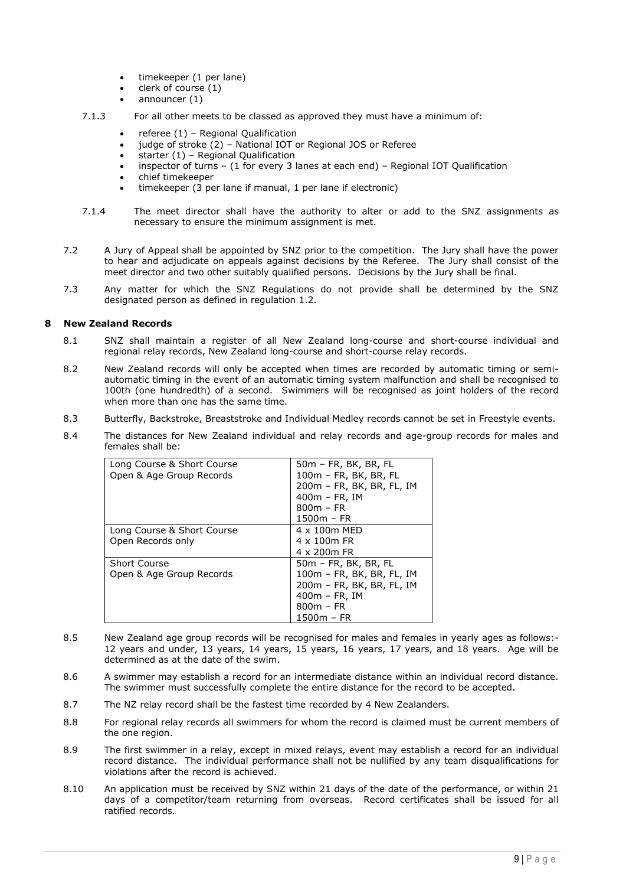- timekeeper (1 per lane)
- clerk of course (1)
- announcer (1)

7.1.3 For all other meets to be classed as approved they must have a minimum of:

- referee (1) – Regional Qualification
- judge of stroke (2) – National IOT or Regional JOS or Referee
- starter (1) – Regional Qualification
- inspector of turns – (1 for every 3 lanes at each end) – Regional IOT Qualification
- chief timekeeper
- timekeeper (3 per lane if manual, 1 per lane if electronic)

7.1.4 The meet director shall have the authority to alter or add to the SNZ assignments as necessary to ensure the minimum assignment is met.

7.2 A Jury of Appeal shall be appointed by SNZ prior to the competition. The Jury shall have the power to hear and adjudicate on appeals against decisions by the Referee. The Jury shall consist of the meet director and two other suitably qualified persons. Decisions by the Jury shall be final.

7.3 Any matter for which the SNZ Regulations do not provide shall be determined by the SNZ designated person as defined in regulation 1.2.

## 8 New Zealand Records

8.1 SNZ shall maintain a register of all New Zealand long-course and short-course individual and regional relay records, New Zealand long-course and short-course relay records.

8.2 New Zealand records will only be accepted when times are recorded by automatic timing or semi-automatic timing in the event of an automatic timing system malfunction and shall be recognised to 100th (one hundredth) of a second. Swimmers will be recognised as joint holders of the record when more than one has the same time.

8.3 Butterfly, Backstroke, Breaststroke and Individual Medley records cannot be set in Freestyle events.

8.4 The distances for New Zealand individual and relay records and age-group records for males and females shall be:

| | |
|---|---|
| Long Course & Short Course<br>Open & Age Group Records | 50m – FR, BK, BR, FL<br>100m – FR, BK, BR, FL<br>200m – FR, BK, BR, FL, IM<br>400m – FR, IM<br>800m – FR<br>1500m – FR |
| Long Course & Short Course<br>Open Records only | 4 x 100m MED<br>4 x 100m FR<br>4 x 200m FR |
| Short Course<br>Open & Age Group Records | 50m – FR, BK, BR, FL<br>100m – FR, BK, BR, FL, IM<br>200m – FR, BK, BR, FL, IM<br>400m – FR, IM<br>800m – FR<br>1500m – FR |

8.5 New Zealand age group records will be recognised for males and females in yearly ages as follows:- 12 years and under, 13 years, 14 years, 15 years, 16 years, 17 years, and 18 years. Age will be determined as at the date of the swim.

8.6 A swimmer may establish a record for an intermediate distance within an individual record distance. The swimmer must successfully complete the entire distance for the record to be accepted.

8.7 The NZ relay record shall be the fastest time recorded by 4 New Zealanders.

8.8 For regional relay records all swimmers for whom the record is claimed must be current members of the one region.

8.9 The first swimmer in a relay, except in mixed relays, event may establish a record for an individual record distance. The individual performance shall not be nullified by any team disqualifications for violations after the record is achieved.

8.10 An application must be received by SNZ within 21 days of the date of the performance, or within 21 days of a competitor/team returning from overseas. Record certificates shall be issued for all ratified records.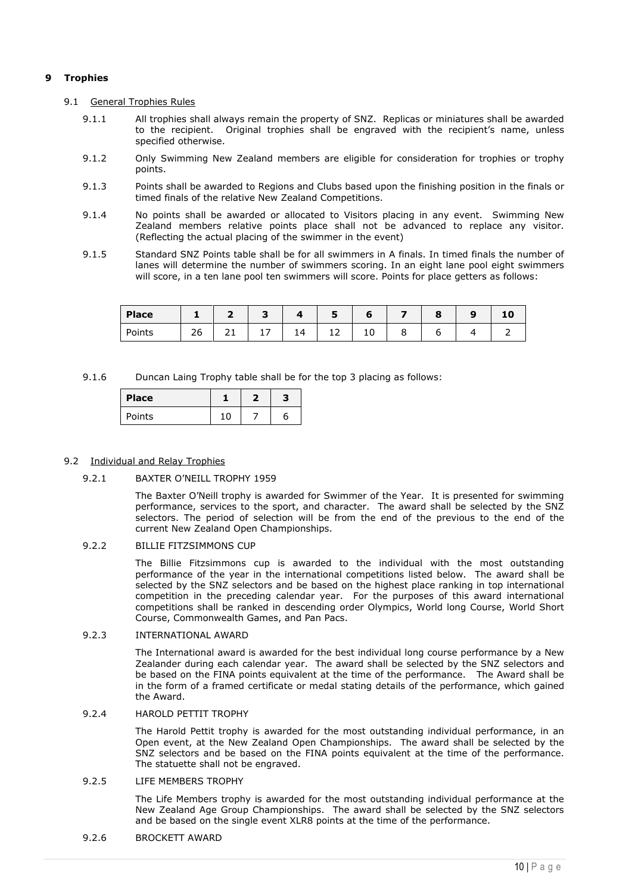# 9 Trophies

## 9.1 General Trophies Rules

9.1.1 All trophies shall always remain the property of SNZ. Replicas or miniatures shall be awarded to the recipient. Original trophies shall be engraved with the recipient's name, unless specified otherwise.

9.1.2 Only Swimming New Zealand members are eligible for consideration for trophies or trophy points.

9.1.3 Points shall be awarded to Regions and Clubs based upon the finishing position in the finals or timed finals of the relative New Zealand Competitions.

9.1.4 No points shall be awarded or allocated to Visitors placing in any event. Swimming New Zealand members relative points place shall not be advanced to replace any visitor. (Reflecting the actual placing of the swimmer in the event)

9.1.5 Standard SNZ Points table shall be for all swimmers in A finals. In timed finals the number of lanes will determine the number of swimmers scoring. In an eight lane pool eight swimmers will score, in a ten lane pool ten swimmers will score. Points for place getters as follows:

| **Place** | **1** | **2** | **3** | **4** | **5** | **6** | **7** | **8** | **9** | **10** |
|---|---|---|---|---|---|---|---|---|---|---|
| Points | 26 | 21 | 17 | 14 | 12 | 10 | 8 | 6 | 4 | 2 |

9.1.6 Duncan Laing Trophy table shall be for the top 3 placing as follows:

| **Place** | **1** | **2** | **3** |
|---|---|---|---|
| Points | 10 | 7 | 6 |

## 9.2 Individual and Relay Trophies

### 9.2.1 BAXTER O'NEILL TROPHY 1959

The Baxter O'Neill trophy is awarded for Swimmer of the Year. It is presented for swimming performance, services to the sport, and character. The award shall be selected by the SNZ selectors. The period of selection will be from the end of the previous to the end of the current New Zealand Open Championships.

### 9.2.2 BILLIE FITZSIMMONS CUP

The Billie Fitzsimmons cup is awarded to the individual with the most outstanding performance of the year in the international competitions listed below. The award shall be selected by the SNZ selectors and be based on the highest place ranking in top international competition in the preceding calendar year. For the purposes of this award international competitions shall be ranked in descending order Olympics, World long Course, World Short Course, Commonwealth Games, and Pan Pacs.

### 9.2.3 INTERNATIONAL AWARD

The International award is awarded for the best individual long course performance by a New Zealander during each calendar year. The award shall be selected by the SNZ selectors and be based on the FINA points equivalent at the time of the performance. The Award shall be in the form of a framed certificate or medal stating details of the performance, which gained the Award.

### 9.2.4 HAROLD PETTIT TROPHY

The Harold Pettit trophy is awarded for the most outstanding individual performance, in an Open event, at the New Zealand Open Championships. The award shall be selected by the SNZ selectors and be based on the FINA points equivalent at the time of the performance. The statuette shall not be engraved.

### 9.2.5 LIFE MEMBERS TROPHY

The Life Members trophy is awarded for the most outstanding individual performance at the New Zealand Age Group Championships. The award shall be selected by the SNZ selectors and be based on the single event XLR8 points at the time of the performance.

### 9.2.6 BROCKETT AWARD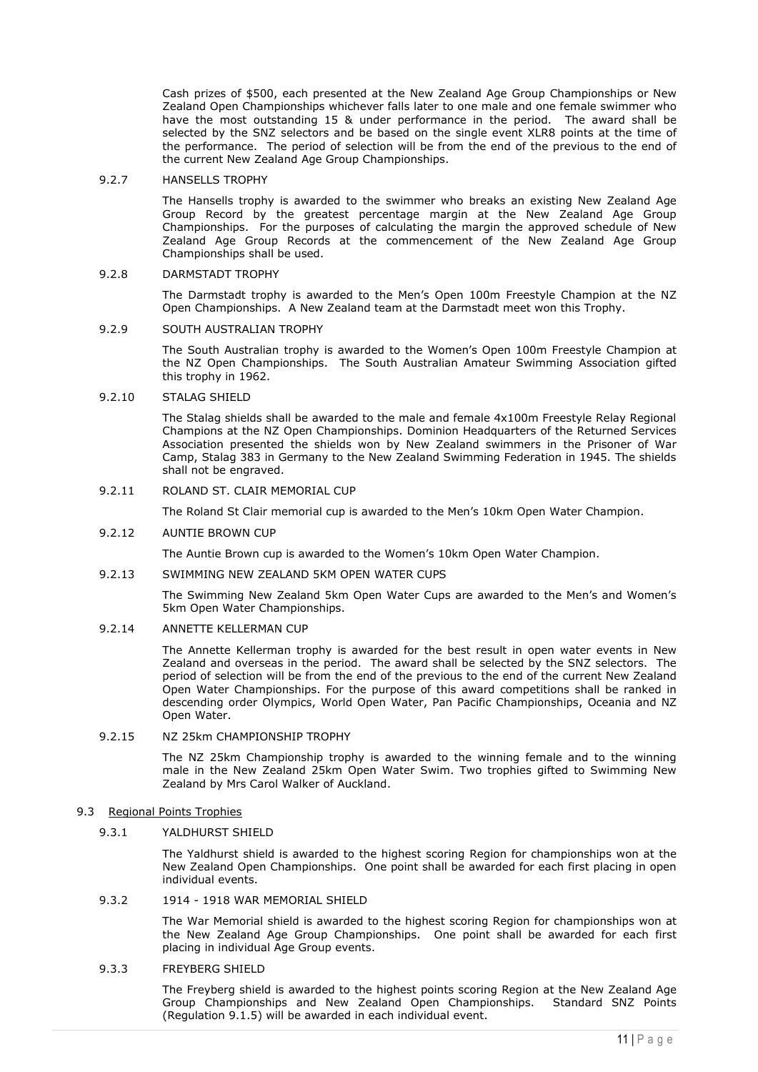Cash prizes of $500, each presented at the New Zealand Age Group Championships or New Zealand Open Championships whichever falls later to one male and one female swimmer who have the most outstanding 15 & under performance in the period. The award shall be selected by the SNZ selectors and be based on the single event XLR8 points at the time of the performance. The period of selection will be from the end of the previous to the end of the current New Zealand Age Group Championships.

#### 9.2.7 HANSELLS TROPHY

The Hansells trophy is awarded to the swimmer who breaks an existing New Zealand Age Group Record by the greatest percentage margin at the New Zealand Age Group Championships. For the purposes of calculating the margin the approved schedule of New Zealand Age Group Records at the commencement of the New Zealand Age Group Championships shall be used.

#### 9.2.8 DARMSTADT TROPHY

The Darmstadt trophy is awarded to the Men's Open 100m Freestyle Champion at the NZ Open Championships. A New Zealand team at the Darmstadt meet won this Trophy.

#### 9.2.9 SOUTH AUSTRALIAN TROPHY

The South Australian trophy is awarded to the Women's Open 100m Freestyle Champion at the NZ Open Championships. The South Australian Amateur Swimming Association gifted this trophy in 1962.

#### 9.2.10 STALAG SHIELD

The Stalag shields shall be awarded to the male and female 4x100m Freestyle Relay Regional Champions at the NZ Open Championships. Dominion Headquarters of the Returned Services Association presented the shields won by New Zealand swimmers in the Prisoner of War Camp, Stalag 383 in Germany to the New Zealand Swimming Federation in 1945. The shields shall not be engraved.

#### 9.2.11 ROLAND ST. CLAIR MEMORIAL CUP

The Roland St Clair memorial cup is awarded to the Men's 10km Open Water Champion.

#### 9.2.12 AUNTIE BROWN CUP

The Auntie Brown cup is awarded to the Women's 10km Open Water Champion.

#### 9.2.13 SWIMMING NEW ZEALAND 5KM OPEN WATER CUPS

The Swimming New Zealand 5km Open Water Cups are awarded to the Men's and Women's 5km Open Water Championships.

#### 9.2.14 ANNETTE KELLERMAN CUP

The Annette Kellerman trophy is awarded for the best result in open water events in New Zealand and overseas in the period. The award shall be selected by the SNZ selectors. The period of selection will be from the end of the previous to the end of the current New Zealand Open Water Championships. For the purpose of this award competitions shall be ranked in descending order Olympics, World Open Water, Pan Pacific Championships, Oceania and NZ Open Water.

#### 9.2.15 NZ 25km CHAMPIONSHIP TROPHY

The NZ 25km Championship trophy is awarded to the winning female and to the winning male in the New Zealand 25km Open Water Swim. Two trophies gifted to Swimming New Zealand by Mrs Carol Walker of Auckland.

### 9.3 Regional Points Trophies

#### 9.3.1 YALDHURST SHIELD

The Yaldhurst shield is awarded to the highest scoring Region for championships won at the New Zealand Open Championships. One point shall be awarded for each first placing in open individual events.

#### 9.3.2 1914 - 1918 WAR MEMORIAL SHIELD

The War Memorial shield is awarded to the highest scoring Region for championships won at the New Zealand Age Group Championships. One point shall be awarded for each first placing in individual Age Group events.

#### 9.3.3 FREYBERG SHIELD

The Freyberg shield is awarded to the highest points scoring Region at the New Zealand Age Group Championships and New Zealand Open Championships. Standard SNZ Points (Regulation 9.1.5) will be awarded in each individual event.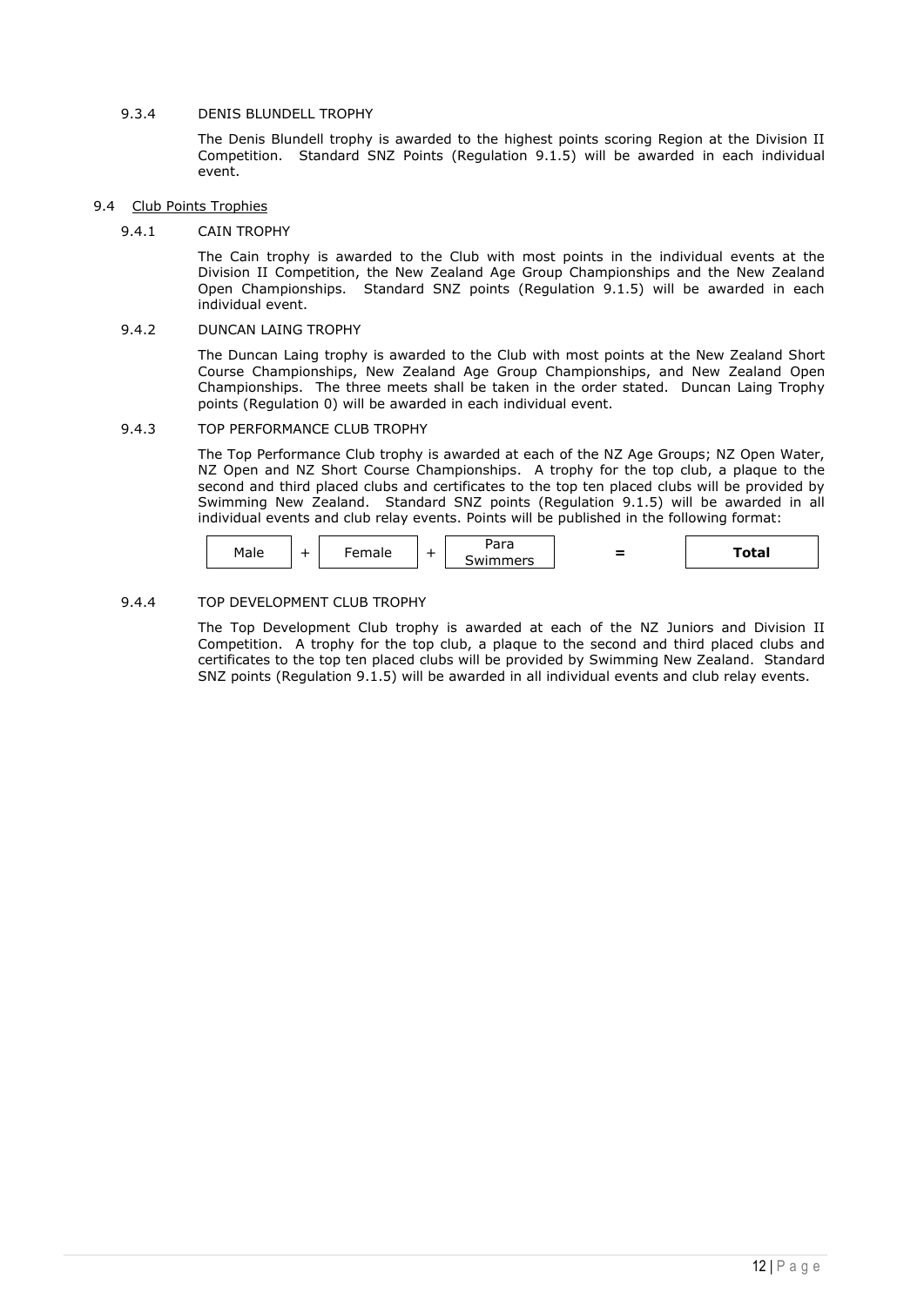#### 9.3.4 DENIS BLUNDELL TROPHY

The Denis Blundell trophy is awarded to the highest points scoring Region at the Division II Competition. Standard SNZ Points (Regulation 9.1.5) will be awarded in each individual event.

### 9.4 Club Points Trophies

#### 9.4.1 CAIN TROPHY

The Cain trophy is awarded to the Club with most points in the individual events at the Division II Competition, the New Zealand Age Group Championships and the New Zealand Open Championships. Standard SNZ points (Regulation 9.1.5) will be awarded in each individual event.

#### 9.4.2 DUNCAN LAING TROPHY

The Duncan Laing trophy is awarded to the Club with most points at the New Zealand Short Course Championships, New Zealand Age Group Championships, and New Zealand Open Championships. The three meets shall be taken in the order stated. Duncan Laing Trophy points (Regulation 0) will be awarded in each individual event.

#### 9.4.3 TOP PERFORMANCE CLUB TROPHY

The Top Performance Club trophy is awarded at each of the NZ Age Groups; NZ Open Water, NZ Open and NZ Short Course Championships. A trophy for the top club, a plaque to the second and third placed clubs and certificates to the top ten placed clubs will be provided by Swimming New Zealand. Standard SNZ points (Regulation 9.1.5) will be awarded in all individual events and club relay events. Points will be published in the following format:

| Male | + | Female | + | Para Swimmers | = | **Total** |
|---|---|---|---|---|---|---|

#### 9.4.4 TOP DEVELOPMENT CLUB TROPHY

The Top Development Club trophy is awarded at each of the NZ Juniors and Division II Competition. A trophy for the top club, a plaque to the second and third placed clubs and certificates to the top ten placed clubs will be provided by Swimming New Zealand. Standard SNZ points (Regulation 9.1.5) will be awarded in all individual events and club relay events.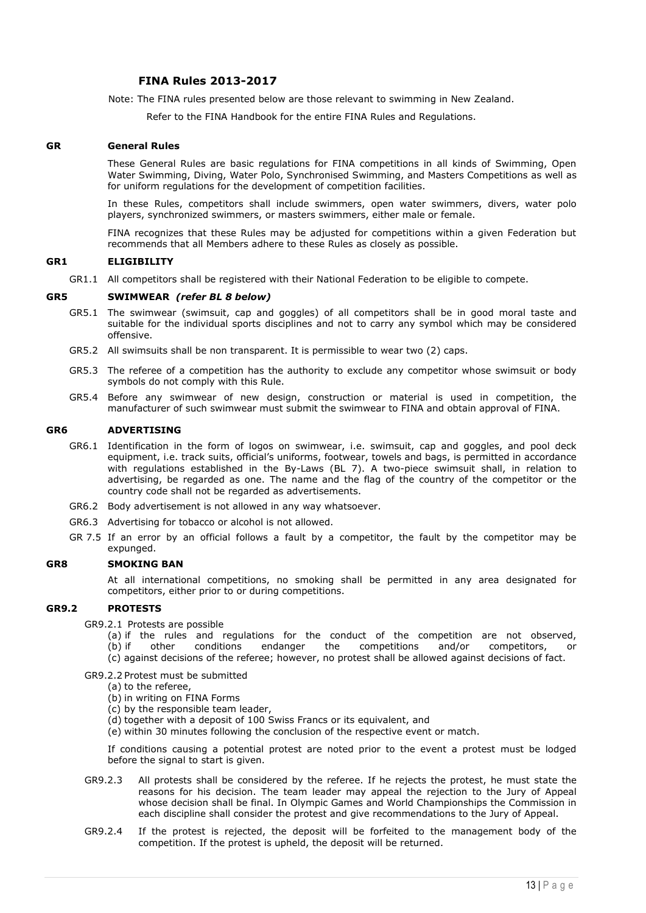## FINA Rules 2013-2017

Note: The FINA rules presented below are those relevant to swimming in New Zealand.

Refer to the FINA Handbook for the entire FINA Rules and Regulations.

### GR General Rules

These General Rules are basic regulations for FINA competitions in all kinds of Swimming, Open Water Swimming, Diving, Water Polo, Synchronised Swimming, and Masters Competitions as well as for uniform regulations for the development of competition facilities.

In these Rules, competitors shall include swimmers, open water swimmers, divers, water polo players, synchronized swimmers, or masters swimmers, either male or female.

FINA recognizes that these Rules may be adjusted for competitions within a given Federation but recommends that all Members adhere to these Rules as closely as possible.

### GR1 ELIGIBILITY

GR1.1 All competitors shall be registered with their National Federation to be eligible to compete.

### GR5 SWIMWEAR *(refer BL 8 below)*

GR5.1 The swimwear (swimsuit, cap and goggles) of all competitors shall be in good moral taste and suitable for the individual sports disciplines and not to carry any symbol which may be considered offensive.

GR5.2 All swimsuits shall be non transparent. It is permissible to wear two (2) caps.

GR5.3 The referee of a competition has the authority to exclude any competitor whose swimsuit or body symbols do not comply with this Rule.

GR5.4 Before any swimwear of new design, construction or material is used in competition, the manufacturer of such swimwear must submit the swimwear to FINA and obtain approval of FINA.

### GR6 ADVERTISING

GR6.1 Identification in the form of logos on swimwear, i.e. swimsuit, cap and goggles, and pool deck equipment, i.e. track suits, official's uniforms, footwear, towels and bags, is permitted in accordance with regulations established in the By-Laws (BL 7). A two-piece swimsuit shall, in relation to advertising, be regarded as one. The name and the flag of the country of the competitor or the country code shall not be regarded as advertisements.

GR6.2 Body advertisement is not allowed in any way whatsoever.

GR6.3 Advertising for tobacco or alcohol is not allowed.

GR 7.5 If an error by an official follows a fault by a competitor, the fault by the competitor may be expunged.

### GR8 SMOKING BAN

At all international competitions, no smoking shall be permitted in any area designated for competitors, either prior to or during competitions.

### GR9.2 PROTESTS

GR9.2.1 Protests are possible

(a) if the rules and regulations for the conduct of the competition are not observed,
(b) if other conditions endanger the competitions and/or competitors, or
(c) against decisions of the referee; however, no protest shall be allowed against decisions of fact.

GR9.2.2 Protest must be submitted

(a) to the referee,
(b) in writing on FINA Forms
(c) by the responsible team leader,
(d) together with a deposit of 100 Swiss Francs or its equivalent, and
(e) within 30 minutes following the conclusion of the respective event or match.

If conditions causing a potential protest are noted prior to the event a protest must be lodged before the signal to start is given.

GR9.2.3 All protests shall be considered by the referee. If he rejects the protest, he must state the reasons for his decision. The team leader may appeal the rejection to the Jury of Appeal whose decision shall be final. In Olympic Games and World Championships the Commission in each discipline shall consider the protest and give recommendations to the Jury of Appeal.

GR9.2.4 If the protest is rejected, the deposit will be forfeited to the management body of the competition. If the protest is upheld, the deposit will be returned.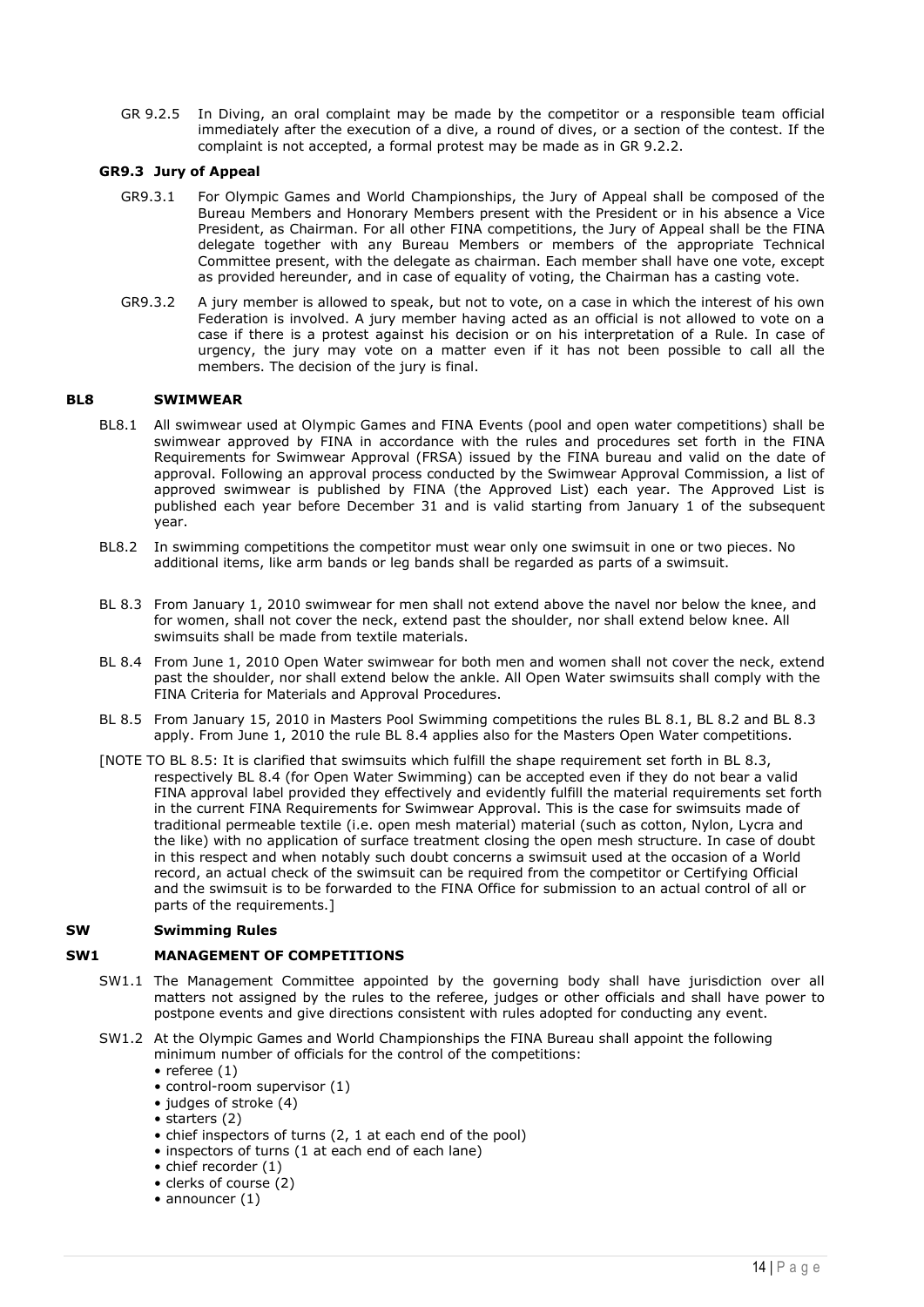GR 9.2.5 In Diving, an oral complaint may be made by the competitor or a responsible team official immediately after the execution of a dive, a round of dives, or a section of the contest. If the complaint is not accepted, a formal protest may be made as in GR 9.2.2.

### GR9.3 Jury of Appeal

GR9.3.1 For Olympic Games and World Championships, the Jury of Appeal shall be composed of the Bureau Members and Honorary Members present with the President or in his absence a Vice President, as Chairman. For all other FINA competitions, the Jury of Appeal shall be the FINA delegate together with any Bureau Members or members of the appropriate Technical Committee present, with the delegate as chairman. Each member shall have one vote, except as provided hereunder, and in case of equality of voting, the Chairman has a casting vote.

GR9.3.2 A jury member is allowed to speak, but not to vote, on a case in which the interest of his own Federation is involved. A jury member having acted as an official is not allowed to vote on a case if there is a protest against his decision or on his interpretation of a Rule. In case of urgency, the jury may vote on a matter even if it has not been possible to call all the members. The decision of the jury is final.

## BL8 SWIMWEAR

BL8.1 All swimwear used at Olympic Games and FINA Events (pool and open water competitions) shall be swimwear approved by FINA in accordance with the rules and procedures set forth in the FINA Requirements for Swimwear Approval (FRSA) issued by the FINA bureau and valid on the date of approval. Following an approval process conducted by the Swimwear Approval Commission, a list of approved swimwear is published by FINA (the Approved List) each year. The Approved List is published each year before December 31 and is valid starting from January 1 of the subsequent year.

BL8.2 In swimming competitions the competitor must wear only one swimsuit in one or two pieces. No additional items, like arm bands or leg bands shall be regarded as parts of a swimsuit.

BL 8.3 From January 1, 2010 swimwear for men shall not extend above the navel nor below the knee, and for women, shall not cover the neck, extend past the shoulder, nor shall extend below knee. All swimsuits shall be made from textile materials.

BL 8.4 From June 1, 2010 Open Water swimwear for both men and women shall not cover the neck, extend past the shoulder, nor shall extend below the ankle. All Open Water swimsuits shall comply with the FINA Criteria for Materials and Approval Procedures.

BL 8.5 From January 15, 2010 in Masters Pool Swimming competitions the rules BL 8.1, BL 8.2 and BL 8.3 apply. From June 1, 2010 the rule BL 8.4 applies also for the Masters Open Water competitions.

[NOTE TO BL 8.5: It is clarified that swimsuits which fulfill the shape requirement set forth in BL 8.3, respectively BL 8.4 (for Open Water Swimming) can be accepted even if they do not bear a valid FINA approval label provided they effectively and evidently fulfill the material requirements set forth in the current FINA Requirements for Swimwear Approval. This is the case for swimsuits made of traditional permeable textile (i.e. open mesh material) material (such as cotton, Nylon, Lycra and the like) with no application of surface treatment closing the open mesh structure. In case of doubt in this respect and when notably such doubt concerns a swimsuit used at the occasion of a World record, an actual check of the swimsuit can be required from the competitor or Certifying Official and the swimsuit is to be forwarded to the FINA Office for submission to an actual control of all or parts of the requirements.]

# SW Swimming Rules

## SW1 MANAGEMENT OF COMPETITIONS

SW1.1 The Management Committee appointed by the governing body shall have jurisdiction over all matters not assigned by the rules to the referee, judges or other officials and shall have power to postpone events and give directions consistent with rules adopted for conducting any event.

SW1.2 At the Olympic Games and World Championships the FINA Bureau shall appoint the following minimum number of officials for the control of the competitions:

- referee (1)
- control-room supervisor (1)
- judges of stroke (4)
- starters (2)
- chief inspectors of turns (2, 1 at each end of the pool)
- inspectors of turns (1 at each end of each lane)
- chief recorder (1)
- clerks of course (2)
- announcer (1)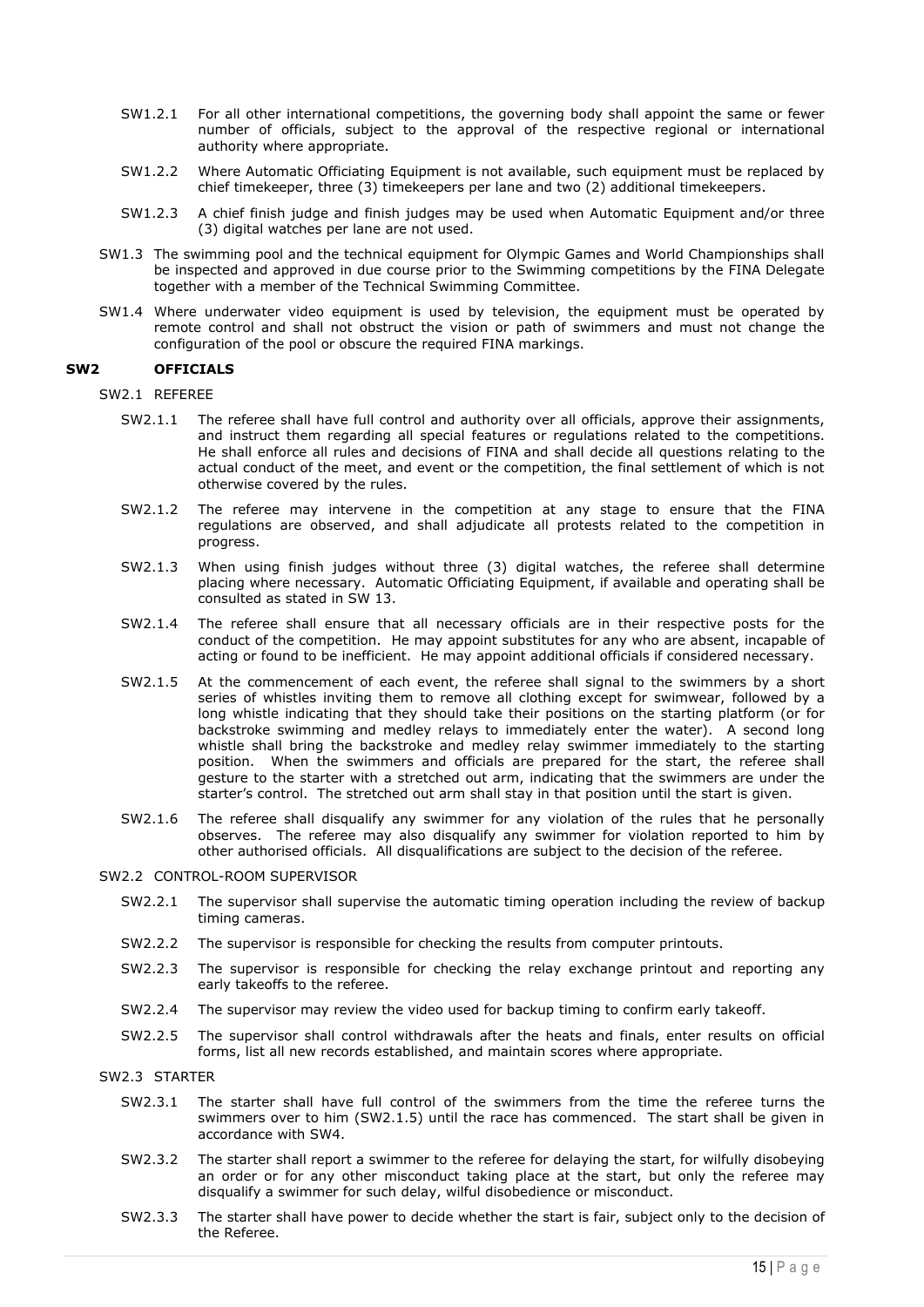SW1.2.1 For all other international competitions, the governing body shall appoint the same or fewer number of officials, subject to the approval of the respective regional or international authority where appropriate.

SW1.2.2 Where Automatic Officiating Equipment is not available, such equipment must be replaced by chief timekeeper, three (3) timekeepers per lane and two (2) additional timekeepers.

SW1.2.3 A chief finish judge and finish judges may be used when Automatic Equipment and/or three (3) digital watches per lane are not used.

SW1.3 The swimming pool and the technical equipment for Olympic Games and World Championships shall be inspected and approved in due course prior to the Swimming competitions by the FINA Delegate together with a member of the Technical Swimming Committee.

SW1.4 Where underwater video equipment is used by television, the equipment must be operated by remote control and shall not obstruct the vision or path of swimmers and must not change the configuration of the pool or obscure the required FINA markings.

## SW2 OFFICIALS

SW2.1 REFEREE

SW2.1.1 The referee shall have full control and authority over all officials, approve their assignments, and instruct them regarding all special features or regulations related to the competitions. He shall enforce all rules and decisions of FINA and shall decide all questions relating to the actual conduct of the meet, and event or the competition, the final settlement of which is not otherwise covered by the rules.

SW2.1.2 The referee may intervene in the competition at any stage to ensure that the FINA regulations are observed, and shall adjudicate all protests related to the competition in progress.

SW2.1.3 When using finish judges without three (3) digital watches, the referee shall determine placing where necessary. Automatic Officiating Equipment, if available and operating shall be consulted as stated in SW 13.

SW2.1.4 The referee shall ensure that all necessary officials are in their respective posts for the conduct of the competition. He may appoint substitutes for any who are absent, incapable of acting or found to be inefficient. He may appoint additional officials if considered necessary.

SW2.1.5 At the commencement of each event, the referee shall signal to the swimmers by a short series of whistles inviting them to remove all clothing except for swimwear, followed by a long whistle indicating that they should take their positions on the starting platform (or for backstroke swimming and medley relays to immediately enter the water). A second long whistle shall bring the backstroke and medley relay swimmer immediately to the starting position. When the swimmers and officials are prepared for the start, the referee shall gesture to the starter with a stretched out arm, indicating that the swimmers are under the starter's control. The stretched out arm shall stay in that position until the start is given.

SW2.1.6 The referee shall disqualify any swimmer for any violation of the rules that he personally observes. The referee may also disqualify any swimmer for violation reported to him by other authorised officials. All disqualifications are subject to the decision of the referee.

SW2.2 CONTROL-ROOM SUPERVISOR

SW2.2.1 The supervisor shall supervise the automatic timing operation including the review of backup timing cameras.

SW2.2.2 The supervisor is responsible for checking the results from computer printouts.

SW2.2.3 The supervisor is responsible for checking the relay exchange printout and reporting any early takeoffs to the referee.

SW2.2.4 The supervisor may review the video used for backup timing to confirm early takeoff.

SW2.2.5 The supervisor shall control withdrawals after the heats and finals, enter results on official forms, list all new records established, and maintain scores where appropriate.

SW2.3 STARTER

SW2.3.1 The starter shall have full control of the swimmers from the time the referee turns the swimmers over to him (SW2.1.5) until the race has commenced. The start shall be given in accordance with SW4.

SW2.3.2 The starter shall report a swimmer to the referee for delaying the start, for wilfully disobeying an order or for any other misconduct taking place at the start, but only the referee may disqualify a swimmer for such delay, wilful disobedience or misconduct.

SW2.3.3 The starter shall have power to decide whether the start is fair, subject only to the decision of the Referee.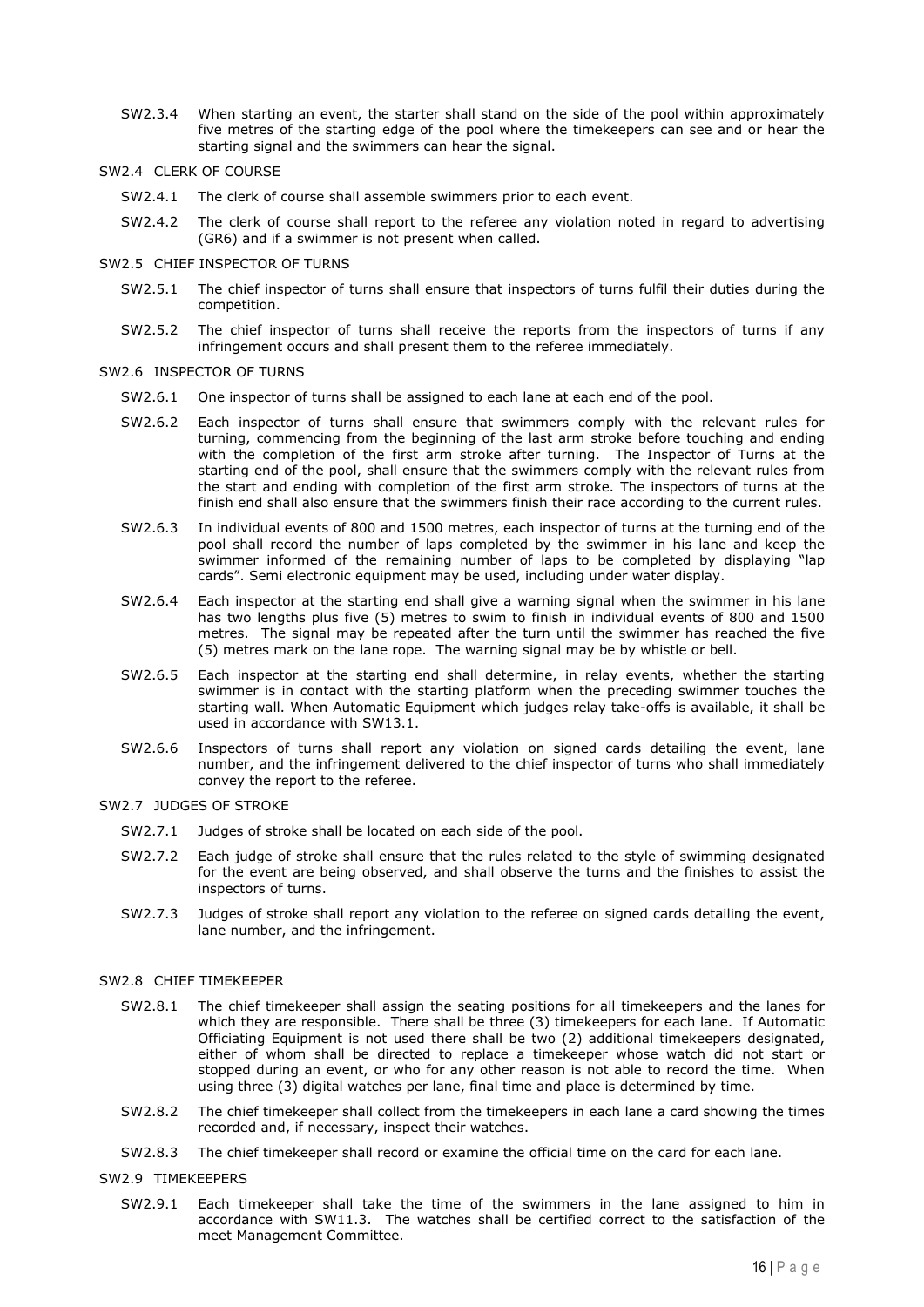SW2.3.4 When starting an event, the starter shall stand on the side of the pool within approximately five metres of the starting edge of the pool where the timekeepers can see and or hear the starting signal and the swimmers can hear the signal.

## SW2.4 CLERK OF COURSE

SW2.4.1 The clerk of course shall assemble swimmers prior to each event.

SW2.4.2 The clerk of course shall report to the referee any violation noted in regard to advertising (GR6) and if a swimmer is not present when called.

## SW2.5 CHIEF INSPECTOR OF TURNS

SW2.5.1 The chief inspector of turns shall ensure that inspectors of turns fulfil their duties during the competition.

SW2.5.2 The chief inspector of turns shall receive the reports from the inspectors of turns if any infringement occurs and shall present them to the referee immediately.

## SW2.6 INSPECTOR OF TURNS

SW2.6.1 One inspector of turns shall be assigned to each lane at each end of the pool.

SW2.6.2 Each inspector of turns shall ensure that swimmers comply with the relevant rules for turning, commencing from the beginning of the last arm stroke before touching and ending with the completion of the first arm stroke after turning. The Inspector of Turns at the starting end of the pool, shall ensure that the swimmers comply with the relevant rules from the start and ending with completion of the first arm stroke. The inspectors of turns at the finish end shall also ensure that the swimmers finish their race according to the current rules.

SW2.6.3 In individual events of 800 and 1500 metres, each inspector of turns at the turning end of the pool shall record the number of laps completed by the swimmer in his lane and keep the swimmer informed of the remaining number of laps to be completed by displaying "lap cards". Semi electronic equipment may be used, including under water display.

SW2.6.4 Each inspector at the starting end shall give a warning signal when the swimmer in his lane has two lengths plus five (5) metres to swim to finish in individual events of 800 and 1500 metres. The signal may be repeated after the turn until the swimmer has reached the five (5) metres mark on the lane rope. The warning signal may be by whistle or bell.

SW2.6.5 Each inspector at the starting end shall determine, in relay events, whether the starting swimmer is in contact with the starting platform when the preceding swimmer touches the starting wall. When Automatic Equipment which judges relay take-offs is available, it shall be used in accordance with SW13.1.

SW2.6.6 Inspectors of turns shall report any violation on signed cards detailing the event, lane number, and the infringement delivered to the chief inspector of turns who shall immediately convey the report to the referee.

## SW2.7 JUDGES OF STROKE

SW2.7.1 Judges of stroke shall be located on each side of the pool.

SW2.7.2 Each judge of stroke shall ensure that the rules related to the style of swimming designated for the event are being observed, and shall observe the turns and the finishes to assist the inspectors of turns.

SW2.7.3 Judges of stroke shall report any violation to the referee on signed cards detailing the event, lane number, and the infringement.

## SW2.8 CHIEF TIMEKEEPER

SW2.8.1 The chief timekeeper shall assign the seating positions for all timekeepers and the lanes for which they are responsible. There shall be three (3) timekeepers for each lane. If Automatic Officiating Equipment is not used there shall be two (2) additional timekeepers designated, either of whom shall be directed to replace a timekeeper whose watch did not start or stopped during an event, or who for any other reason is not able to record the time. When using three (3) digital watches per lane, final time and place is determined by time.

SW2.8.2 The chief timekeeper shall collect from the timekeepers in each lane a card showing the times recorded and, if necessary, inspect their watches.

SW2.8.3 The chief timekeeper shall record or examine the official time on the card for each lane.

## SW2.9 TIMEKEEPERS

SW2.9.1 Each timekeeper shall take the time of the swimmers in the lane assigned to him in accordance with SW11.3. The watches shall be certified correct to the satisfaction of the meet Management Committee.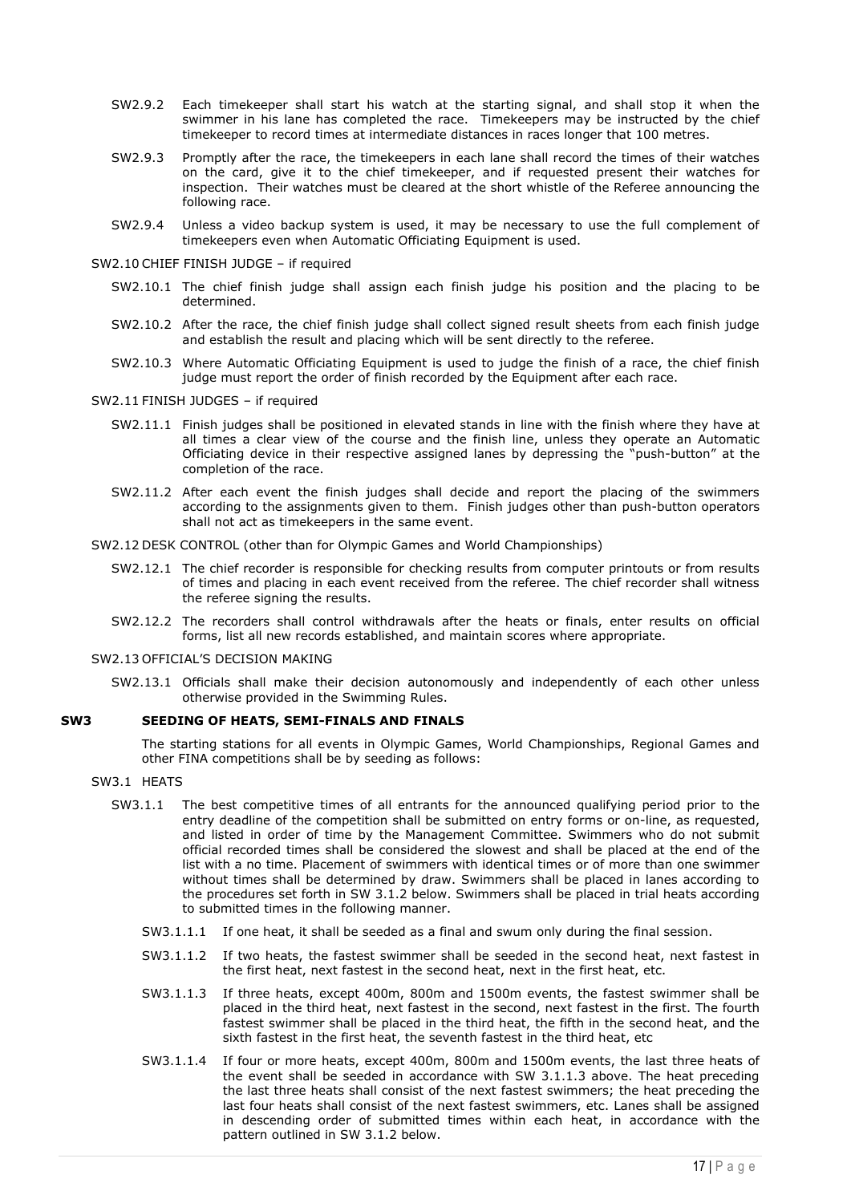SW2.9.2 Each timekeeper shall start his watch at the starting signal, and shall stop it when the swimmer in his lane has completed the race. Timekeepers may be instructed by the chief timekeeper to record times at intermediate distances in races longer that 100 metres.

SW2.9.3 Promptly after the race, the timekeepers in each lane shall record the times of their watches on the card, give it to the chief timekeeper, and if requested present their watches for inspection. Their watches must be cleared at the short whistle of the Referee announcing the following race.

SW2.9.4 Unless a video backup system is used, it may be necessary to use the full complement of timekeepers even when Automatic Officiating Equipment is used.

SW2.10 CHIEF FINISH JUDGE – if required

SW2.10.1 The chief finish judge shall assign each finish judge his position and the placing to be determined.

SW2.10.2 After the race, the chief finish judge shall collect signed result sheets from each finish judge and establish the result and placing which will be sent directly to the referee.

SW2.10.3 Where Automatic Officiating Equipment is used to judge the finish of a race, the chief finish judge must report the order of finish recorded by the Equipment after each race.

SW2.11 FINISH JUDGES – if required

SW2.11.1 Finish judges shall be positioned in elevated stands in line with the finish where they have at all times a clear view of the course and the finish line, unless they operate an Automatic Officiating device in their respective assigned lanes by depressing the "push-button" at the completion of the race.

SW2.11.2 After each event the finish judges shall decide and report the placing of the swimmers according to the assignments given to them. Finish judges other than push-button operators shall not act as timekeepers in the same event.

SW2.12 DESK CONTROL (other than for Olympic Games and World Championships)

SW2.12.1 The chief recorder is responsible for checking results from computer printouts or from results of times and placing in each event received from the referee. The chief recorder shall witness the referee signing the results.

SW2.12.2 The recorders shall control withdrawals after the heats or finals, enter results on official forms, list all new records established, and maintain scores where appropriate.

SW2.13 OFFICIAL'S DECISION MAKING

SW2.13.1 Officials shall make their decision autonomously and independently of each other unless otherwise provided in the Swimming Rules.

## SW3 SEEDING OF HEATS, SEMI-FINALS AND FINALS

The starting stations for all events in Olympic Games, World Championships, Regional Games and other FINA competitions shall be by seeding as follows:

SW3.1 HEATS

SW3.1.1 The best competitive times of all entrants for the announced qualifying period prior to the entry deadline of the competition shall be submitted on entry forms or on-line, as requested, and listed in order of time by the Management Committee. Swimmers who do not submit official recorded times shall be considered the slowest and shall be placed at the end of the list with a no time. Placement of swimmers with identical times or of more than one swimmer without times shall be determined by draw. Swimmers shall be placed in lanes according to the procedures set forth in SW 3.1.2 below. Swimmers shall be placed in trial heats according to submitted times in the following manner.

SW3.1.1.1 If one heat, it shall be seeded as a final and swum only during the final session.

SW3.1.1.2 If two heats, the fastest swimmer shall be seeded in the second heat, next fastest in the first heat, next fastest in the second heat, next in the first heat, etc.

SW3.1.1.3 If three heats, except 400m, 800m and 1500m events, the fastest swimmer shall be placed in the third heat, next fastest in the second, next fastest in the first. The fourth fastest swimmer shall be placed in the third heat, the fifth in the second heat, and the sixth fastest in the first heat, the seventh fastest in the third heat, etc

SW3.1.1.4 If four or more heats, except 400m, 800m and 1500m events, the last three heats of the event shall be seeded in accordance with SW 3.1.1.3 above. The heat preceding the last three heats shall consist of the next fastest swimmers; the heat preceding the last four heats shall consist of the next fastest swimmers, etc. Lanes shall be assigned in descending order of submitted times within each heat, in accordance with the pattern outlined in SW 3.1.2 below.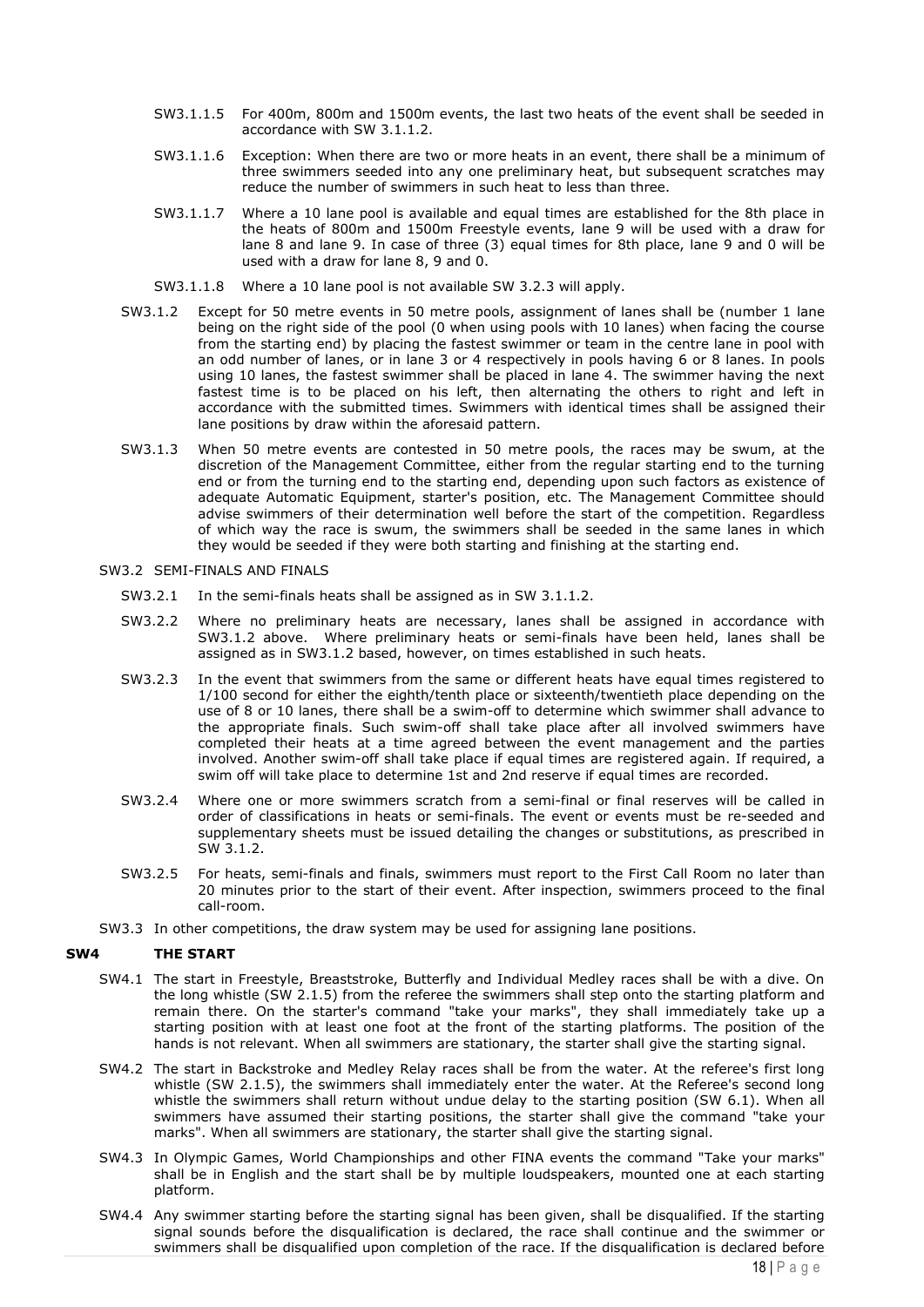SW3.1.1.5 For 400m, 800m and 1500m events, the last two heats of the event shall be seeded in accordance with SW 3.1.1.2.

SW3.1.1.6 Exception: When there are two or more heats in an event, there shall be a minimum of three swimmers seeded into any one preliminary heat, but subsequent scratches may reduce the number of swimmers in such heat to less than three.

SW3.1.1.7 Where a 10 lane pool is available and equal times are established for the 8th place in the heats of 800m and 1500m Freestyle events, lane 9 will be used with a draw for lane 8 and lane 9. In case of three (3) equal times for 8th place, lane 9 and 0 will be used with a draw for lane 8, 9 and 0.

SW3.1.1.8 Where a 10 lane pool is not available SW 3.2.3 will apply.

SW3.1.2 Except for 50 metre events in 50 metre pools, assignment of lanes shall be (number 1 lane being on the right side of the pool (0 when using pools with 10 lanes) when facing the course from the starting end) by placing the fastest swimmer or team in the centre lane in pool with an odd number of lanes, or in lane 3 or 4 respectively in pools having 6 or 8 lanes. In pools using 10 lanes, the fastest swimmer shall be placed in lane 4. The swimmer having the next fastest time is to be placed on his left, then alternating the others to right and left in accordance with the submitted times. Swimmers with identical times shall be assigned their lane positions by draw within the aforesaid pattern.

SW3.1.3 When 50 metre events are contested in 50 metre pools, the races may be swum, at the discretion of the Management Committee, either from the regular starting end to the turning end or from the turning end to the starting end, depending upon such factors as existence of adequate Automatic Equipment, starter's position, etc. The Management Committee should advise swimmers of their determination well before the start of the competition. Regardless of which way the race is swum, the swimmers shall be seeded in the same lanes in which they would be seeded if they were both starting and finishing at the starting end.

SW3.2 SEMI-FINALS AND FINALS

SW3.2.1 In the semi-finals heats shall be assigned as in SW 3.1.1.2.

SW3.2.2 Where no preliminary heats are necessary, lanes shall be assigned in accordance with SW3.1.2 above. Where preliminary heats or semi-finals have been held, lanes shall be assigned as in SW3.1.2 based, however, on times established in such heats.

SW3.2.3 In the event that swimmers from the same or different heats have equal times registered to 1/100 second for either the eighth/tenth place or sixteenth/twentieth place depending on the use of 8 or 10 lanes, there shall be a swim-off to determine which swimmer shall advance to the appropriate finals. Such swim-off shall take place after all involved swimmers have completed their heats at a time agreed between the event management and the parties involved. Another swim-off shall take place if equal times are registered again. If required, a swim off will take place to determine 1st and 2nd reserve if equal times are recorded.

SW3.2.4 Where one or more swimmers scratch from a semi-final or final reserves will be called in order of classifications in heats or semi-finals. The event or events must be re-seeded and supplementary sheets must be issued detailing the changes or substitutions, as prescribed in SW 3.1.2.

SW3.2.5 For heats, semi-finals and finals, swimmers must report to the First Call Room no later than 20 minutes prior to the start of their event. After inspection, swimmers proceed to the final call-room.

SW3.3 In other competitions, the draw system may be used for assigning lane positions.

## SW4 THE START

SW4.1 The start in Freestyle, Breaststroke, Butterfly and Individual Medley races shall be with a dive. On the long whistle (SW 2.1.5) from the referee the swimmers shall step onto the starting platform and remain there. On the starter's command "take your marks", they shall immediately take up a starting position with at least one foot at the front of the starting platforms. The position of the hands is not relevant. When all swimmers are stationary, the starter shall give the starting signal.

SW4.2 The start in Backstroke and Medley Relay races shall be from the water. At the referee's first long whistle (SW 2.1.5), the swimmers shall immediately enter the water. At the Referee's second long whistle the swimmers shall return without undue delay to the starting position (SW 6.1). When all swimmers have assumed their starting positions, the starter shall give the command "take your marks". When all swimmers are stationary, the starter shall give the starting signal.

SW4.3 In Olympic Games, World Championships and other FINA events the command "Take your marks" shall be in English and the start shall be by multiple loudspeakers, mounted one at each starting platform.

SW4.4 Any swimmer starting before the starting signal has been given, shall be disqualified. If the starting signal sounds before the disqualification is declared, the race shall continue and the swimmer or swimmers shall be disqualified upon completion of the race. If the disqualification is declared before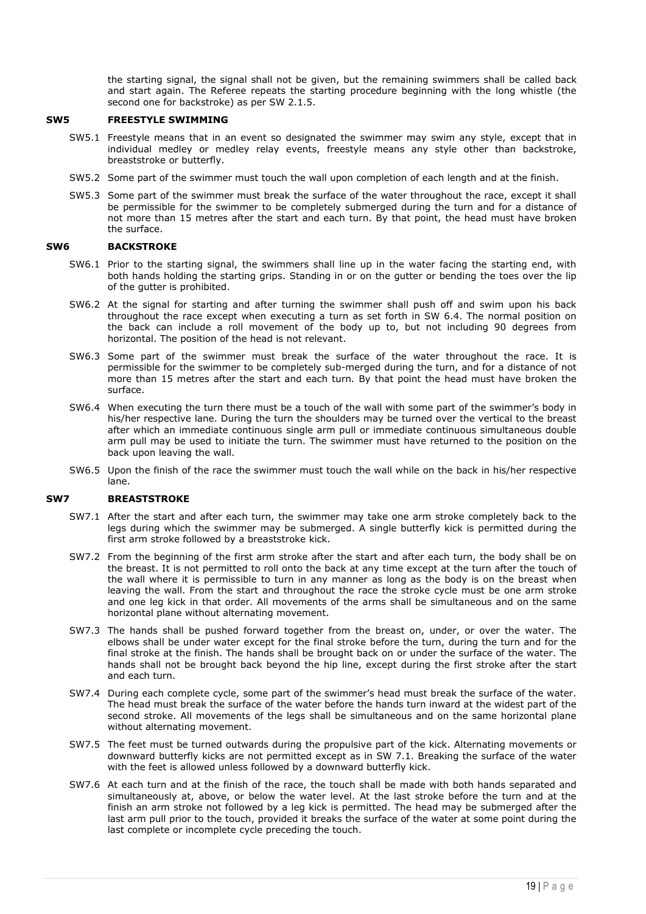the starting signal, the signal shall not be given, but the remaining swimmers shall be called back and start again. The Referee repeats the starting procedure beginning with the long whistle (the second one for backstroke) as per SW 2.1.5.

## SW5 FREESTYLE SWIMMING

SW5.1 Freestyle means that in an event so designated the swimmer may swim any style, except that in individual medley or medley relay events, freestyle means any style other than backstroke, breaststroke or butterfly.

SW5.2 Some part of the swimmer must touch the wall upon completion of each length and at the finish.

SW5.3 Some part of the swimmer must break the surface of the water throughout the race, except it shall be permissible for the swimmer to be completely submerged during the turn and for a distance of not more than 15 metres after the start and each turn. By that point, the head must have broken the surface.

## SW6 BACKSTROKE

SW6.1 Prior to the starting signal, the swimmers shall line up in the water facing the starting end, with both hands holding the starting grips. Standing in or on the gutter or bending the toes over the lip of the gutter is prohibited.

SW6.2 At the signal for starting and after turning the swimmer shall push off and swim upon his back throughout the race except when executing a turn as set forth in SW 6.4. The normal position on the back can include a roll movement of the body up to, but not including 90 degrees from horizontal. The position of the head is not relevant.

SW6.3 Some part of the swimmer must break the surface of the water throughout the race. It is permissible for the swimmer to be completely sub-merged during the turn, and for a distance of not more than 15 metres after the start and each turn. By that point the head must have broken the surface.

SW6.4 When executing the turn there must be a touch of the wall with some part of the swimmer's body in his/her respective lane. During the turn the shoulders may be turned over the vertical to the breast after which an immediate continuous single arm pull or immediate continuous simultaneous double arm pull may be used to initiate the turn. The swimmer must have returned to the position on the back upon leaving the wall.

SW6.5 Upon the finish of the race the swimmer must touch the wall while on the back in his/her respective lane.

## SW7 BREASTSTROKE

SW7.1 After the start and after each turn, the swimmer may take one arm stroke completely back to the legs during which the swimmer may be submerged. A single butterfly kick is permitted during the first arm stroke followed by a breaststroke kick.

SW7.2 From the beginning of the first arm stroke after the start and after each turn, the body shall be on the breast. It is not permitted to roll onto the back at any time except at the turn after the touch of the wall where it is permissible to turn in any manner as long as the body is on the breast when leaving the wall. From the start and throughout the race the stroke cycle must be one arm stroke and one leg kick in that order. All movements of the arms shall be simultaneous and on the same horizontal plane without alternating movement.

SW7.3 The hands shall be pushed forward together from the breast on, under, or over the water. The elbows shall be under water except for the final stroke before the turn, during the turn and for the final stroke at the finish. The hands shall be brought back on or under the surface of the water. The hands shall not be brought back beyond the hip line, except during the first stroke after the start and each turn.

SW7.4 During each complete cycle, some part of the swimmer's head must break the surface of the water. The head must break the surface of the water before the hands turn inward at the widest part of the second stroke. All movements of the legs shall be simultaneous and on the same horizontal plane without alternating movement.

SW7.5 The feet must be turned outwards during the propulsive part of the kick. Alternating movements or downward butterfly kicks are not permitted except as in SW 7.1. Breaking the surface of the water with the feet is allowed unless followed by a downward butterfly kick.

SW7.6 At each turn and at the finish of the race, the touch shall be made with both hands separated and simultaneously at, above, or below the water level. At the last stroke before the turn and at the finish an arm stroke not followed by a leg kick is permitted. The head may be submerged after the last arm pull prior to the touch, provided it breaks the surface of the water at some point during the last complete or incomplete cycle preceding the touch.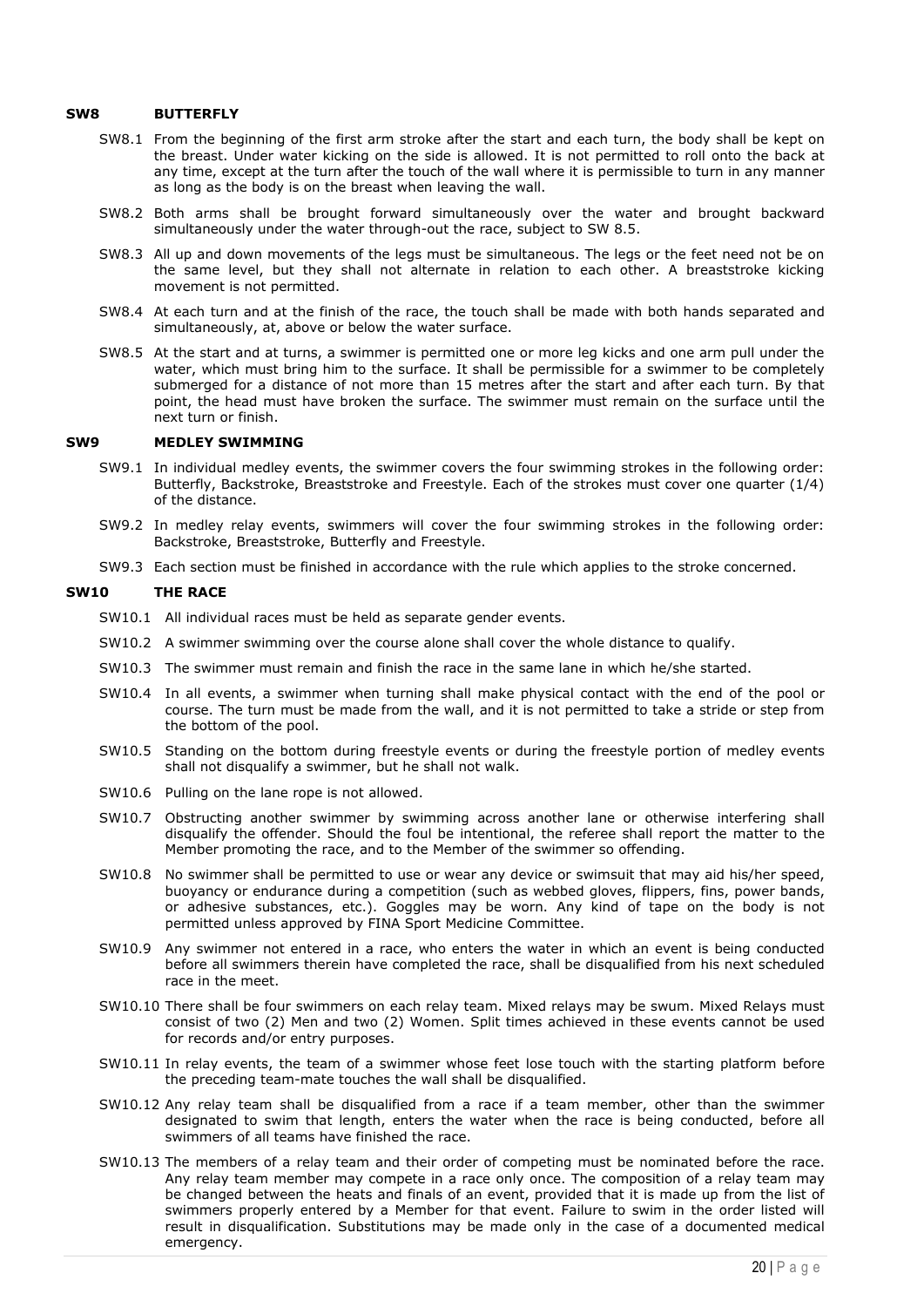## SW8 BUTTERFLY

SW8.1 From the beginning of the first arm stroke after the start and each turn, the body shall be kept on the breast. Under water kicking on the side is allowed. It is not permitted to roll onto the back at any time, except at the turn after the touch of the wall where it is permissible to turn in any manner as long as the body is on the breast when leaving the wall.

SW8.2 Both arms shall be brought forward simultaneously over the water and brought backward simultaneously under the water through-out the race, subject to SW 8.5.

SW8.3 All up and down movements of the legs must be simultaneous. The legs or the feet need not be on the same level, but they shall not alternate in relation to each other. A breaststroke kicking movement is not permitted.

SW8.4 At each turn and at the finish of the race, the touch shall be made with both hands separated and simultaneously, at, above or below the water surface.

SW8.5 At the start and at turns, a swimmer is permitted one or more leg kicks and one arm pull under the water, which must bring him to the surface. It shall be permissible for a swimmer to be completely submerged for a distance of not more than 15 metres after the start and after each turn. By that point, the head must have broken the surface. The swimmer must remain on the surface until the next turn or finish.

## SW9 MEDLEY SWIMMING

SW9.1 In individual medley events, the swimmer covers the four swimming strokes in the following order: Butterfly, Backstroke, Breaststroke and Freestyle. Each of the strokes must cover one quarter (1/4) of the distance.

SW9.2 In medley relay events, swimmers will cover the four swimming strokes in the following order: Backstroke, Breaststroke, Butterfly and Freestyle.

SW9.3 Each section must be finished in accordance with the rule which applies to the stroke concerned.

## SW10 THE RACE

SW10.1 All individual races must be held as separate gender events.

SW10.2 A swimmer swimming over the course alone shall cover the whole distance to qualify.

SW10.3 The swimmer must remain and finish the race in the same lane in which he/she started.

SW10.4 In all events, a swimmer when turning shall make physical contact with the end of the pool or course. The turn must be made from the wall, and it is not permitted to take a stride or step from the bottom of the pool.

SW10.5 Standing on the bottom during freestyle events or during the freestyle portion of medley events shall not disqualify a swimmer, but he shall not walk.

SW10.6 Pulling on the lane rope is not allowed.

SW10.7 Obstructing another swimmer by swimming across another lane or otherwise interfering shall disqualify the offender. Should the foul be intentional, the referee shall report the matter to the Member promoting the race, and to the Member of the swimmer so offending.

SW10.8 No swimmer shall be permitted to use or wear any device or swimsuit that may aid his/her speed, buoyancy or endurance during a competition (such as webbed gloves, flippers, fins, power bands, or adhesive substances, etc.). Goggles may be worn. Any kind of tape on the body is not permitted unless approved by FINA Sport Medicine Committee.

SW10.9 Any swimmer not entered in a race, who enters the water in which an event is being conducted before all swimmers therein have completed the race, shall be disqualified from his next scheduled race in the meet.

SW10.10 There shall be four swimmers on each relay team. Mixed relays may be swum. Mixed Relays must consist of two (2) Men and two (2) Women. Split times achieved in these events cannot be used for records and/or entry purposes.

SW10.11 In relay events, the team of a swimmer whose feet lose touch with the starting platform before the preceding team-mate touches the wall shall be disqualified.

SW10.12 Any relay team shall be disqualified from a race if a team member, other than the swimmer designated to swim that length, enters the water when the race is being conducted, before all swimmers of all teams have finished the race.

SW10.13 The members of a relay team and their order of competing must be nominated before the race. Any relay team member may compete in a race only once. The composition of a relay team may be changed between the heats and finals of an event, provided that it is made up from the list of swimmers properly entered by a Member for that event. Failure to swim in the order listed will result in disqualification. Substitutions may be made only in the case of a documented medical emergency.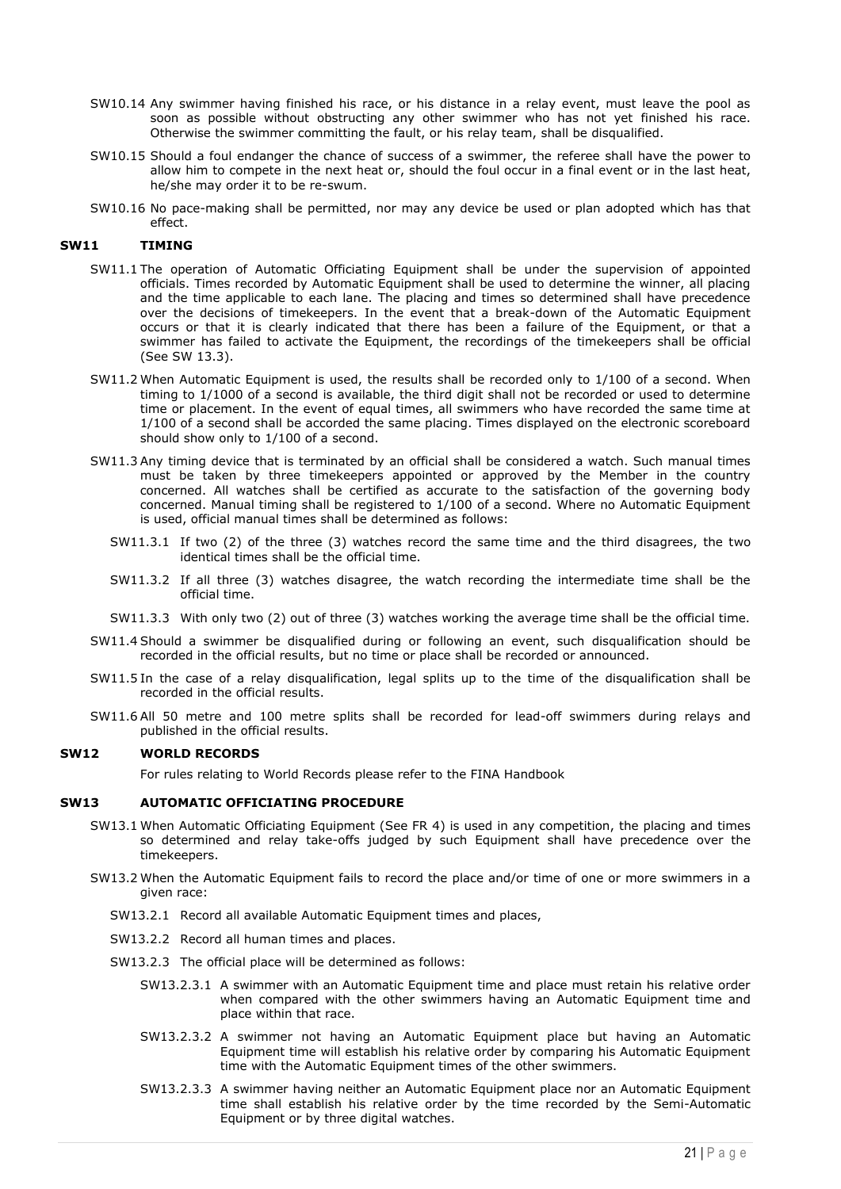SW10.14 Any swimmer having finished his race, or his distance in a relay event, must leave the pool as soon as possible without obstructing any other swimmer who has not yet finished his race. Otherwise the swimmer committing the fault, or his relay team, shall be disqualified.

SW10.15 Should a foul endanger the chance of success of a swimmer, the referee shall have the power to allow him to compete in the next heat or, should the foul occur in a final event or in the last heat, he/she may order it to be re-swum.

SW10.16 No pace-making shall be permitted, nor may any device be used or plan adopted which has that effect.

## SW11 TIMING

SW11.1 The operation of Automatic Officiating Equipment shall be under the supervision of appointed officials. Times recorded by Automatic Equipment shall be used to determine the winner, all placing and the time applicable to each lane. The placing and times so determined shall have precedence over the decisions of timekeepers. In the event that a break-down of the Automatic Equipment occurs or that it is clearly indicated that there has been a failure of the Equipment, or that a swimmer has failed to activate the Equipment, the recordings of the timekeepers shall be official (See SW 13.3).

SW11.2 When Automatic Equipment is used, the results shall be recorded only to 1/100 of a second. When timing to 1/1000 of a second is available, the third digit shall not be recorded or used to determine time or placement. In the event of equal times, all swimmers who have recorded the same time at 1/100 of a second shall be accorded the same placing. Times displayed on the electronic scoreboard should show only to 1/100 of a second.

SW11.3 Any timing device that is terminated by an official shall be considered a watch. Such manual times must be taken by three timekeepers appointed or approved by the Member in the country concerned. All watches shall be certified as accurate to the satisfaction of the governing body concerned. Manual timing shall be registered to 1/100 of a second. Where no Automatic Equipment is used, official manual times shall be determined as follows:

SW11.3.1 If two (2) of the three (3) watches record the same time and the third disagrees, the two identical times shall be the official time.

SW11.3.2 If all three (3) watches disagree, the watch recording the intermediate time shall be the official time.

SW11.3.3 With only two (2) out of three (3) watches working the average time shall be the official time.

SW11.4 Should a swimmer be disqualified during or following an event, such disqualification should be recorded in the official results, but no time or place shall be recorded or announced.

SW11.5 In the case of a relay disqualification, legal splits up to the time of the disqualification shall be recorded in the official results.

SW11.6 All 50 metre and 100 metre splits shall be recorded for lead-off swimmers during relays and published in the official results.

## SW12 WORLD RECORDS

For rules relating to World Records please refer to the FINA Handbook

## SW13 AUTOMATIC OFFICIATING PROCEDURE

SW13.1 When Automatic Officiating Equipment (See FR 4) is used in any competition, the placing and times so determined and relay take-offs judged by such Equipment shall have precedence over the timekeepers.

SW13.2 When the Automatic Equipment fails to record the place and/or time of one or more swimmers in a given race:

SW13.2.1 Record all available Automatic Equipment times and places,

SW13.2.2 Record all human times and places.

SW13.2.3 The official place will be determined as follows:

SW13.2.3.1 A swimmer with an Automatic Equipment time and place must retain his relative order when compared with the other swimmers having an Automatic Equipment time and place within that race.

SW13.2.3.2 A swimmer not having an Automatic Equipment place but having an Automatic Equipment time will establish his relative order by comparing his Automatic Equipment time with the Automatic Equipment times of the other swimmers.

SW13.2.3.3 A swimmer having neither an Automatic Equipment place nor an Automatic Equipment time shall establish his relative order by the time recorded by the Semi-Automatic Equipment or by three digital watches.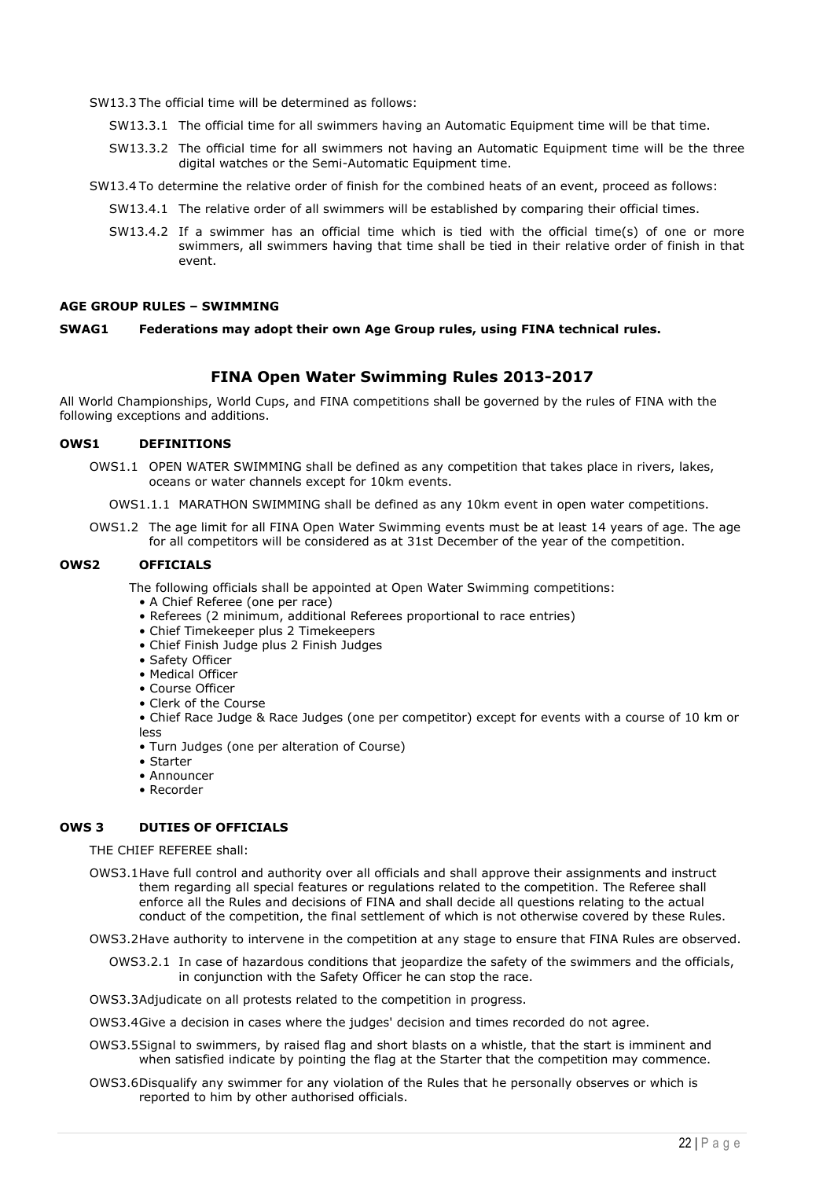SW13.3 The official time will be determined as follows:

- SW13.3.1 The official time for all swimmers having an Automatic Equipment time will be that time.
- SW13.3.2 The official time for all swimmers not having an Automatic Equipment time will be the three digital watches or the Semi-Automatic Equipment time.

SW13.4 To determine the relative order of finish for the combined heats of an event, proceed as follows:

- SW13.4.1 The relative order of all swimmers will be established by comparing their official times.
- SW13.4.2 If a swimmer has an official time which is tied with the official time(s) of one or more swimmers, all swimmers having that time shall be tied in their relative order of finish in that event.

**AGE GROUP RULES – SWIMMING**

**SWAG1 Federations may adopt their own Age Group rules, using FINA technical rules.**

## FINA Open Water Swimming Rules 2013-2017

All World Championships, World Cups, and FINA competitions shall be governed by the rules of FINA with the following exceptions and additions.

### OWS1 DEFINITIONS

OWS1.1 OPEN WATER SWIMMING shall be defined as any competition that takes place in rivers, lakes, oceans or water channels except for 10km events.

- OWS1.1.1 MARATHON SWIMMING shall be defined as any 10km event in open water competitions.

OWS1.2 The age limit for all FINA Open Water Swimming events must be at least 14 years of age. The age for all competitors will be considered as at 31st December of the year of the competition.

### OWS2 OFFICIALS

The following officials shall be appointed at Open Water Swimming competitions:

- A Chief Referee (one per race)
- Referees (2 minimum, additional Referees proportional to race entries)
- Chief Timekeeper plus 2 Timekeepers
- Chief Finish Judge plus 2 Finish Judges
- Safety Officer
- Medical Officer
- Course Officer
- Clerk of the Course
- Chief Race Judge & Race Judges (one per competitor) except for events with a course of 10 km or less
- Turn Judges (one per alteration of Course)
- Starter
- Announcer
- Recorder

### OWS 3 DUTIES OF OFFICIALS

THE CHIEF REFEREE shall:

OWS3.1 Have full control and authority over all officials and shall approve their assignments and instruct them regarding all special features or regulations related to the competition. The Referee shall enforce all the Rules and decisions of FINA and shall decide all questions relating to the actual conduct of the competition, the final settlement of which is not otherwise covered by these Rules.

OWS3.2 Have authority to intervene in the competition at any stage to ensure that FINA Rules are observed.

- OWS3.2.1 In case of hazardous conditions that jeopardize the safety of the swimmers and the officials, in conjunction with the Safety Officer he can stop the race.

OWS3.3 Adjudicate on all protests related to the competition in progress.

OWS3.4 Give a decision in cases where the judges' decision and times recorded do not agree.

OWS3.5 Signal to swimmers, by raised flag and short blasts on a whistle, that the start is imminent and when satisfied indicate by pointing the flag at the Starter that the competition may commence.

OWS3.6 Disqualify any swimmer for any violation of the Rules that he personally observes or which is reported to him by other authorised officials.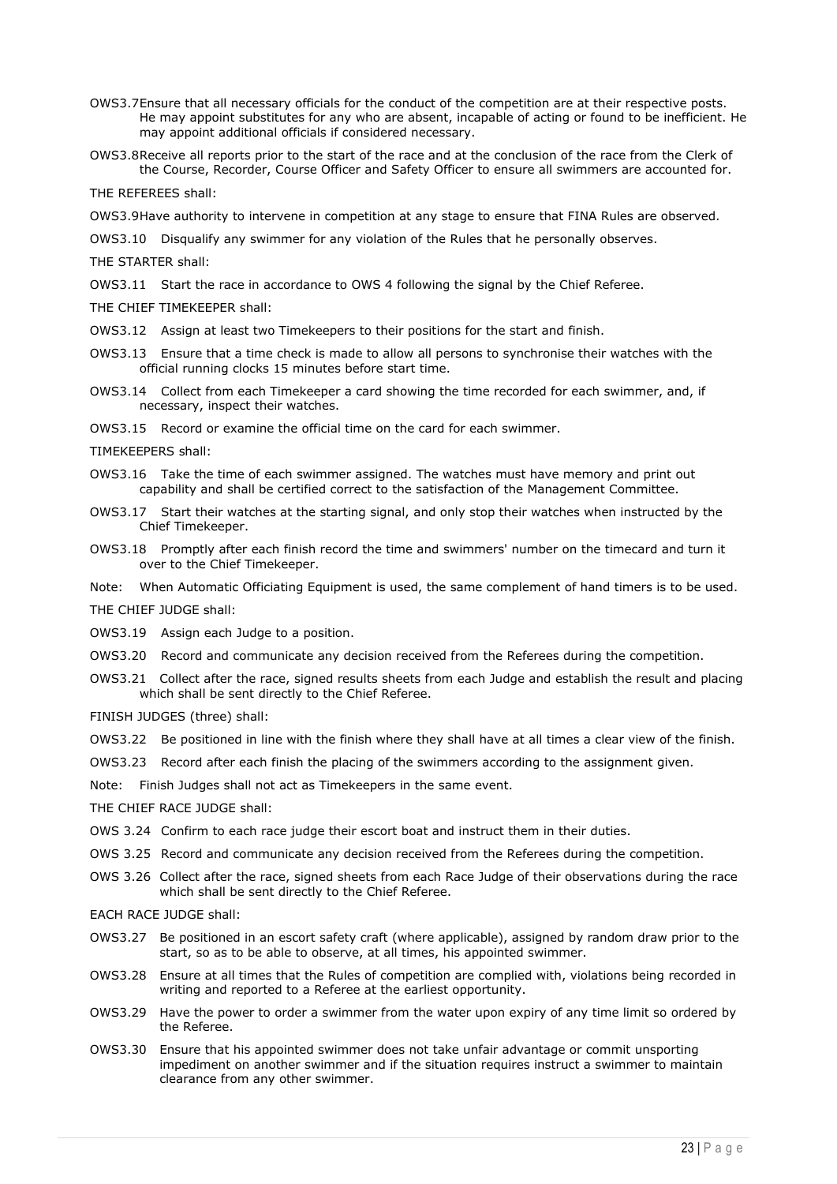OWS3.7 Ensure that all necessary officials for the conduct of the competition are at their respective posts. He may appoint substitutes for any who are absent, incapable of acting or found to be inefficient. He may appoint additional officials if considered necessary.

OWS3.8 Receive all reports prior to the start of the race and at the conclusion of the race from the Clerk of the Course, Recorder, Course Officer and Safety Officer to ensure all swimmers are accounted for.

THE REFEREES shall:

OWS3.9 Have authority to intervene in competition at any stage to ensure that FINA Rules are observed.

OWS3.10 Disqualify any swimmer for any violation of the Rules that he personally observes.

THE STARTER shall:

OWS3.11 Start the race in accordance to OWS 4 following the signal by the Chief Referee.

THE CHIEF TIMEKEEPER shall:

OWS3.12 Assign at least two Timekeepers to their positions for the start and finish.

OWS3.13 Ensure that a time check is made to allow all persons to synchronise their watches with the official running clocks 15 minutes before start time.

OWS3.14 Collect from each Timekeeper a card showing the time recorded for each swimmer, and, if necessary, inspect their watches.

OWS3.15 Record or examine the official time on the card for each swimmer.

TIMEKEEPERS shall:

OWS3.16 Take the time of each swimmer assigned. The watches must have memory and print out capability and shall be certified correct to the satisfaction of the Management Committee.

OWS3.17 Start their watches at the starting signal, and only stop their watches when instructed by the Chief Timekeeper.

OWS3.18 Promptly after each finish record the time and swimmers' number on the timecard and turn it over to the Chief Timekeeper.

Note: When Automatic Officiating Equipment is used, the same complement of hand timers is to be used.

THE CHIEF JUDGE shall:

OWS3.19 Assign each Judge to a position.

OWS3.20 Record and communicate any decision received from the Referees during the competition.

OWS3.21 Collect after the race, signed results sheets from each Judge and establish the result and placing which shall be sent directly to the Chief Referee.

FINISH JUDGES (three) shall:

OWS3.22 Be positioned in line with the finish where they shall have at all times a clear view of the finish.

OWS3.23 Record after each finish the placing of the swimmers according to the assignment given.

Note: Finish Judges shall not act as Timekeepers in the same event.

THE CHIEF RACE JUDGE shall:

OWS 3.24 Confirm to each race judge their escort boat and instruct them in their duties.

OWS 3.25 Record and communicate any decision received from the Referees during the competition.

OWS 3.26 Collect after the race, signed sheets from each Race Judge of their observations during the race which shall be sent directly to the Chief Referee.

EACH RACE JUDGE shall:

OWS3.27 Be positioned in an escort safety craft (where applicable), assigned by random draw prior to the start, so as to be able to observe, at all times, his appointed swimmer.

OWS3.28 Ensure at all times that the Rules of competition are complied with, violations being recorded in writing and reported to a Referee at the earliest opportunity.

OWS3.29 Have the power to order a swimmer from the water upon expiry of any time limit so ordered by the Referee.

OWS3.30 Ensure that his appointed swimmer does not take unfair advantage or commit unsporting impediment on another swimmer and if the situation requires instruct a swimmer to maintain clearance from any other swimmer.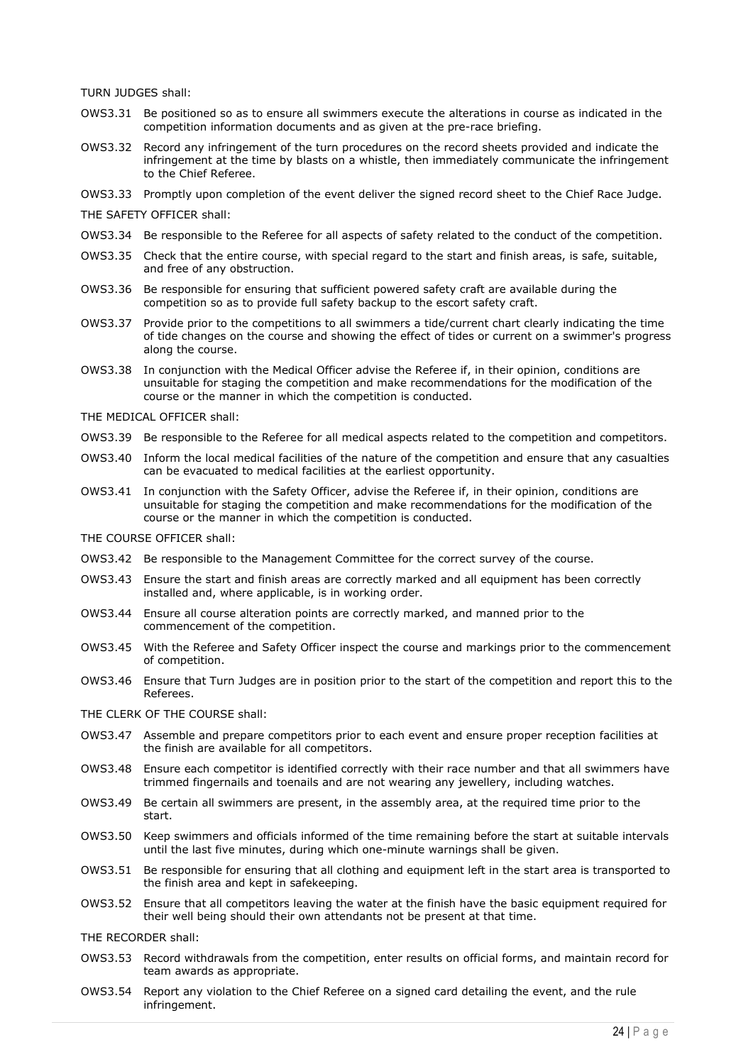TURN JUDGES shall:

OWS3.31 Be positioned so as to ensure all swimmers execute the alterations in course as indicated in the competition information documents and as given at the pre-race briefing.

OWS3.32 Record any infringement of the turn procedures on the record sheets provided and indicate the infringement at the time by blasts on a whistle, then immediately communicate the infringement to the Chief Referee.

OWS3.33 Promptly upon completion of the event deliver the signed record sheet to the Chief Race Judge.

THE SAFETY OFFICER shall:

OWS3.34 Be responsible to the Referee for all aspects of safety related to the conduct of the competition.

OWS3.35 Check that the entire course, with special regard to the start and finish areas, is safe, suitable, and free of any obstruction.

OWS3.36 Be responsible for ensuring that sufficient powered safety craft are available during the competition so as to provide full safety backup to the escort safety craft.

OWS3.37 Provide prior to the competitions to all swimmers a tide/current chart clearly indicating the time of tide changes on the course and showing the effect of tides or current on a swimmer's progress along the course.

OWS3.38 In conjunction with the Medical Officer advise the Referee if, in their opinion, conditions are unsuitable for staging the competition and make recommendations for the modification of the course or the manner in which the competition is conducted.

THE MEDICAL OFFICER shall:

OWS3.39 Be responsible to the Referee for all medical aspects related to the competition and competitors.

OWS3.40 Inform the local medical facilities of the nature of the competition and ensure that any casualties can be evacuated to medical facilities at the earliest opportunity.

OWS3.41 In conjunction with the Safety Officer, advise the Referee if, in their opinion, conditions are unsuitable for staging the competition and make recommendations for the modification of the course or the manner in which the competition is conducted.

THE COURSE OFFICER shall:

OWS3.42 Be responsible to the Management Committee for the correct survey of the course.

OWS3.43 Ensure the start and finish areas are correctly marked and all equipment has been correctly installed and, where applicable, is in working order.

OWS3.44 Ensure all course alteration points are correctly marked, and manned prior to the commencement of the competition.

OWS3.45 With the Referee and Safety Officer inspect the course and markings prior to the commencement of competition.

OWS3.46 Ensure that Turn Judges are in position prior to the start of the competition and report this to the Referees.

THE CLERK OF THE COURSE shall:

OWS3.47 Assemble and prepare competitors prior to each event and ensure proper reception facilities at the finish are available for all competitors.

OWS3.48 Ensure each competitor is identified correctly with their race number and that all swimmers have trimmed fingernails and toenails and are not wearing any jewellery, including watches.

OWS3.49 Be certain all swimmers are present, in the assembly area, at the required time prior to the start.

OWS3.50 Keep swimmers and officials informed of the time remaining before the start at suitable intervals until the last five minutes, during which one-minute warnings shall be given.

OWS3.51 Be responsible for ensuring that all clothing and equipment left in the start area is transported to the finish area and kept in safekeeping.

OWS3.52 Ensure that all competitors leaving the water at the finish have the basic equipment required for their well being should their own attendants not be present at that time.

THE RECORDER shall:

OWS3.53 Record withdrawals from the competition, enter results on official forms, and maintain record for team awards as appropriate.

OWS3.54 Report any violation to the Chief Referee on a signed card detailing the event, and the rule infringement.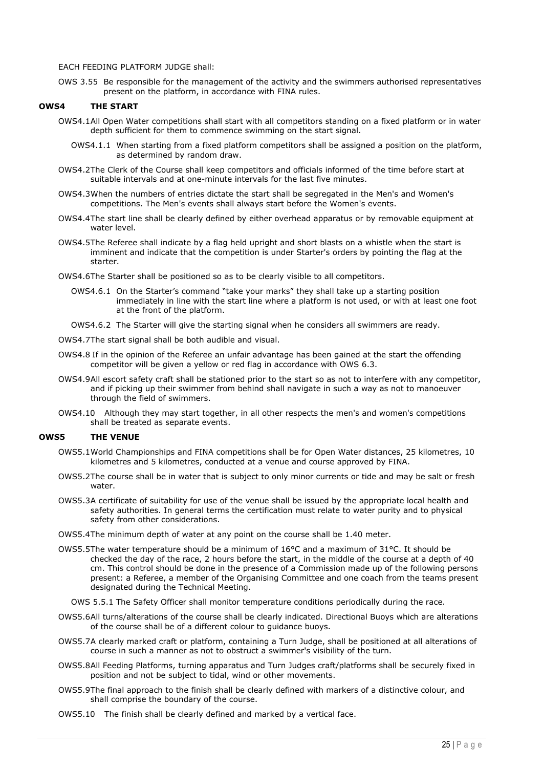EACH FEEDING PLATFORM JUDGE shall:

OWS 3.55 Be responsible for the management of the activity and the swimmers authorised representatives present on the platform, in accordance with FINA rules.

## OWS4 THE START

OWS4.1 All Open Water competitions shall start with all competitors standing on a fixed platform or in water depth sufficient for them to commence swimming on the start signal.

OWS4.1.1 When starting from a fixed platform competitors shall be assigned a position on the platform, as determined by random draw.

OWS4.2 The Clerk of the Course shall keep competitors and officials informed of the time before start at suitable intervals and at one-minute intervals for the last five minutes.

OWS4.3 When the numbers of entries dictate the start shall be segregated in the Men's and Women's competitions. The Men's events shall always start before the Women's events.

OWS4.4 The start line shall be clearly defined by either overhead apparatus or by removable equipment at water level.

OWS4.5 The Referee shall indicate by a flag held upright and short blasts on a whistle when the start is imminent and indicate that the competition is under Starter's orders by pointing the flag at the starter.

OWS4.6 The Starter shall be positioned so as to be clearly visible to all competitors.

OWS4.6.1 On the Starter's command "take your marks" they shall take up a starting position immediately in line with the start line where a platform is not used, or with at least one foot at the front of the platform.

OWS4.6.2 The Starter will give the starting signal when he considers all swimmers are ready.

OWS4.7 The start signal shall be both audible and visual.

OWS4.8 If in the opinion of the Referee an unfair advantage has been gained at the start the offending competitor will be given a yellow or red flag in accordance with OWS 6.3.

OWS4.9 All escort safety craft shall be stationed prior to the start so as not to interfere with any competitor, and if picking up their swimmer from behind shall navigate in such a way as not to manoeuver through the field of swimmers.

OWS4.10 Although they may start together, in all other respects the men's and women's competitions shall be treated as separate events.

## OWS5 THE VENUE

OWS5.1 World Championships and FINA competitions shall be for Open Water distances, 25 kilometres, 10 kilometres and 5 kilometres, conducted at a venue and course approved by FINA.

OWS5.2 The course shall be in water that is subject to only minor currents or tide and may be salt or fresh water.

OWS5.3 A certificate of suitability for use of the venue shall be issued by the appropriate local health and safety authorities. In general terms the certification must relate to water purity and to physical safety from other considerations.

OWS5.4 The minimum depth of water at any point on the course shall be 1.40 meter.

OWS5.5 The water temperature should be a minimum of 16°C and a maximum of 31°C. It should be checked the day of the race, 2 hours before the start, in the middle of the course at a depth of 40 cm. This control should be done in the presence of a Commission made up of the following persons present: a Referee, a member of the Organising Committee and one coach from the teams present designated during the Technical Meeting.

OWS 5.5.1 The Safety Officer shall monitor temperature conditions periodically during the race.

OWS5.6 All turns/alterations of the course shall be clearly indicated. Directional Buoys which are alterations of the course shall be of a different colour to guidance buoys.

OWS5.7 A clearly marked craft or platform, containing a Turn Judge, shall be positioned at all alterations of course in such a manner as not to obstruct a swimmer's visibility of the turn.

OWS5.8 All Feeding Platforms, turning apparatus and Turn Judges craft/platforms shall be securely fixed in position and not be subject to tidal, wind or other movements.

OWS5.9 The final approach to the finish shall be clearly defined with markers of a distinctive colour, and shall comprise the boundary of the course.

OWS5.10 The finish shall be clearly defined and marked by a vertical face.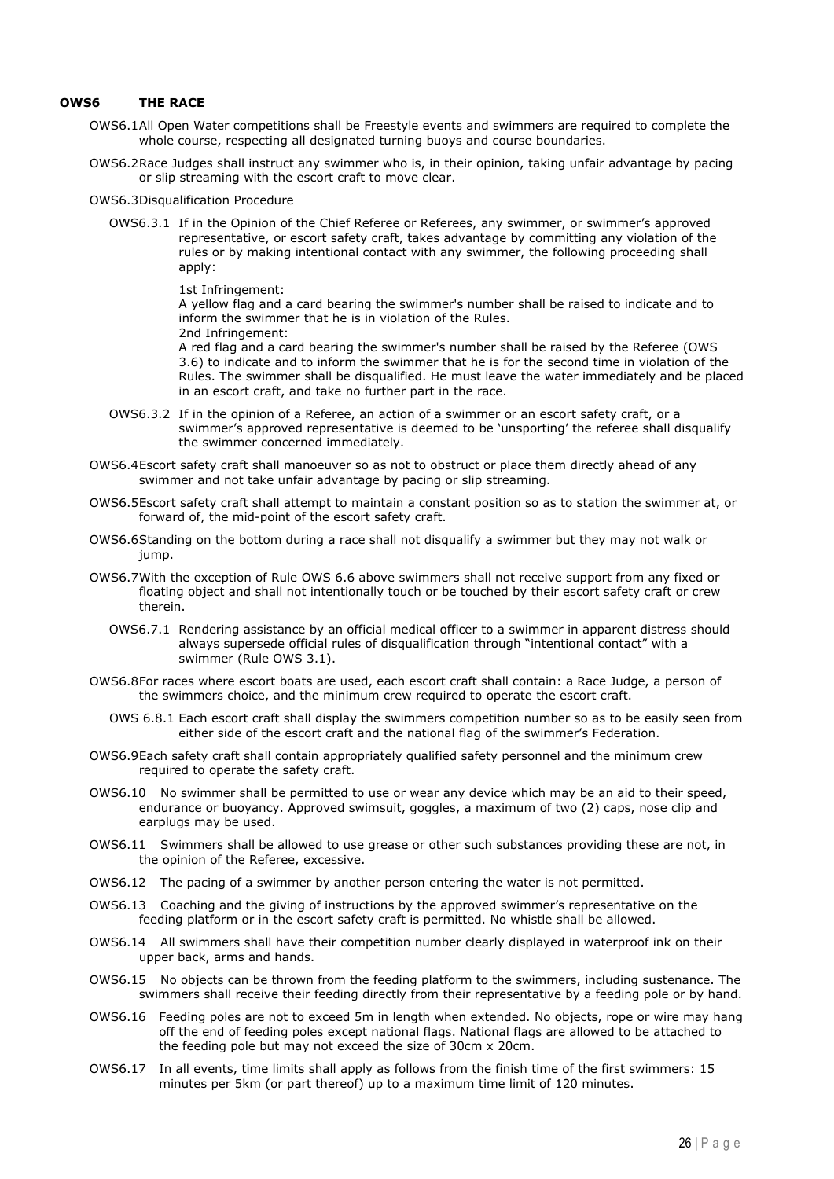**OWS6 THE RACE**

OWS6.1 All Open Water competitions shall be Freestyle events and swimmers are required to complete the whole course, respecting all designated turning buoys and course boundaries.

OWS6.2 Race Judges shall instruct any swimmer who is, in their opinion, taking unfair advantage by pacing or slip streaming with the escort craft to move clear.

OWS6.3 Disqualification Procedure

OWS6.3.1 If in the Opinion of the Chief Referee or Referees, any swimmer, or swimmer's approved representative, or escort safety craft, takes advantage by committing any violation of the rules or by making intentional contact with any swimmer, the following proceeding shall apply:

1st Infringement:
A yellow flag and a card bearing the swimmer's number shall be raised to indicate and to inform the swimmer that he is in violation of the Rules.
2nd Infringement:
A red flag and a card bearing the swimmer's number shall be raised by the Referee (OWS 3.6) to indicate and to inform the swimmer that he is for the second time in violation of the Rules. The swimmer shall be disqualified. He must leave the water immediately and be placed in an escort craft, and take no further part in the race.

OWS6.3.2 If in the opinion of a Referee, an action of a swimmer or an escort safety craft, or a swimmer's approved representative is deemed to be 'unsporting' the referee shall disqualify the swimmer concerned immediately.

OWS6.4 Escort safety craft shall manoeuver so as not to obstruct or place them directly ahead of any swimmer and not take unfair advantage by pacing or slip streaming.

OWS6.5 Escort safety craft shall attempt to maintain a constant position so as to station the swimmer at, or forward of, the mid-point of the escort safety craft.

OWS6.6 Standing on the bottom during a race shall not disqualify a swimmer but they may not walk or jump.

OWS6.7 With the exception of Rule OWS 6.6 above swimmers shall not receive support from any fixed or floating object and shall not intentionally touch or be touched by their escort safety craft or crew therein.

OWS6.7.1 Rendering assistance by an official medical officer to a swimmer in apparent distress should always supersede official rules of disqualification through "intentional contact" with a swimmer (Rule OWS 3.1).

OWS6.8 For races where escort boats are used, each escort craft shall contain: a Race Judge, a person of the swimmers choice, and the minimum crew required to operate the escort craft.

OWS 6.8.1 Each escort craft shall display the swimmers competition number so as to be easily seen from either side of the escort craft and the national flag of the swimmer's Federation.

OWS6.9 Each safety craft shall contain appropriately qualified safety personnel and the minimum crew required to operate the safety craft.

OWS6.10 No swimmer shall be permitted to use or wear any device which may be an aid to their speed, endurance or buoyancy. Approved swimsuit, goggles, a maximum of two (2) caps, nose clip and earplugs may be used.

OWS6.11 Swimmers shall be allowed to use grease or other such substances providing these are not, in the opinion of the Referee, excessive.

OWS6.12 The pacing of a swimmer by another person entering the water is not permitted.

OWS6.13 Coaching and the giving of instructions by the approved swimmer's representative on the feeding platform or in the escort safety craft is permitted. No whistle shall be allowed.

OWS6.14 All swimmers shall have their competition number clearly displayed in waterproof ink on their upper back, arms and hands.

OWS6.15 No objects can be thrown from the feeding platform to the swimmers, including sustenance. The swimmers shall receive their feeding directly from their representative by a feeding pole or by hand.

OWS6.16 Feeding poles are not to exceed 5m in length when extended. No objects, rope or wire may hang off the end of feeding poles except national flags. National flags are allowed to be attached to the feeding pole but may not exceed the size of 30cm x 20cm.

OWS6.17 In all events, time limits shall apply as follows from the finish time of the first swimmers: 15 minutes per 5km (or part thereof) up to a maximum time limit of 120 minutes.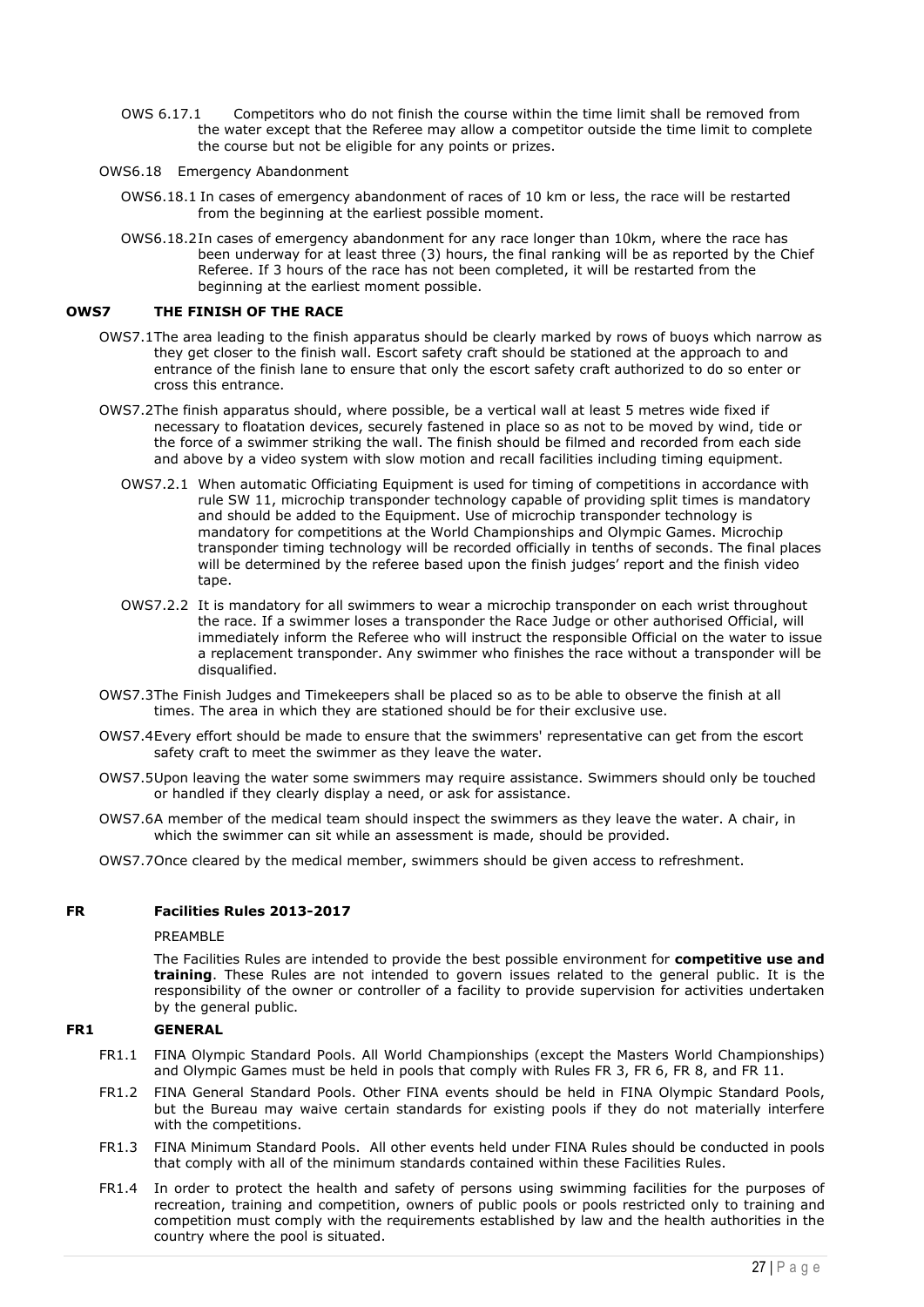OWS 6.17.1 Competitors who do not finish the course within the time limit shall be removed from the water except that the Referee may allow a competitor outside the time limit to complete the course but not be eligible for any points or prizes.

OWS6.18 Emergency Abandonment

OWS6.18.1 In cases of emergency abandonment of races of 10 km or less, the race will be restarted from the beginning at the earliest possible moment.

OWS6.18.2 In cases of emergency abandonment for any race longer than 10km, where the race has been underway for at least three (3) hours, the final ranking will be as reported by the Chief Referee. If 3 hours of the race has not been completed, it will be restarted from the beginning at the earliest moment possible.

## OWS7 THE FINISH OF THE RACE

OWS7.1 The area leading to the finish apparatus should be clearly marked by rows of buoys which narrow as they get closer to the finish wall. Escort safety craft should be stationed at the approach to and entrance of the finish lane to ensure that only the escort safety craft authorized to do so enter or cross this entrance.

OWS7.2 The finish apparatus should, where possible, be a vertical wall at least 5 metres wide fixed if necessary to floatation devices, securely fastened in place so as not to be moved by wind, tide or the force of a swimmer striking the wall. The finish should be filmed and recorded from each side and above by a video system with slow motion and recall facilities including timing equipment.

OWS7.2.1 When automatic Officiating Equipment is used for timing of competitions in accordance with rule SW 11, microchip transponder technology capable of providing split times is mandatory and should be added to the Equipment. Use of microchip transponder technology is mandatory for competitions at the World Championships and Olympic Games. Microchip transponder timing technology will be recorded officially in tenths of seconds. The final places will be determined by the referee based upon the finish judges' report and the finish video tape.

OWS7.2.2 It is mandatory for all swimmers to wear a microchip transponder on each wrist throughout the race. If a swimmer loses a transponder the Race Judge or other authorised Official, will immediately inform the Referee who will instruct the responsible Official on the water to issue a replacement transponder. Any swimmer who finishes the race without a transponder will be disqualified.

OWS7.3 The Finish Judges and Timekeepers shall be placed so as to be able to observe the finish at all times. The area in which they are stationed should be for their exclusive use.

OWS7.4 Every effort should be made to ensure that the swimmers' representative can get from the escort safety craft to meet the swimmer as they leave the water.

OWS7.5 Upon leaving the water some swimmers may require assistance. Swimmers should only be touched or handled if they clearly display a need, or ask for assistance.

OWS7.6 A member of the medical team should inspect the swimmers as they leave the water. A chair, in which the swimmer can sit while an assessment is made, should be provided.

OWS7.7 Once cleared by the medical member, swimmers should be given access to refreshment.

# FR Facilities Rules 2013-2017

PREAMBLE

The Facilities Rules are intended to provide the best possible environment for **competitive use and training**. These Rules are not intended to govern issues related to the general public. It is the responsibility of the owner or controller of a facility to provide supervision for activities undertaken by the general public.

## FR1 GENERAL

FR1.1 FINA Olympic Standard Pools. All World Championships (except the Masters World Championships) and Olympic Games must be held in pools that comply with Rules FR 3, FR 6, FR 8, and FR 11.

FR1.2 FINA General Standard Pools. Other FINA events should be held in FINA Olympic Standard Pools, but the Bureau may waive certain standards for existing pools if they do not materially interfere with the competitions.

FR1.3 FINA Minimum Standard Pools. All other events held under FINA Rules should be conducted in pools that comply with all of the minimum standards contained within these Facilities Rules.

FR1.4 In order to protect the health and safety of persons using swimming facilities for the purposes of recreation, training and competition, owners of public pools or pools restricted only to training and competition must comply with the requirements established by law and the health authorities in the country where the pool is situated.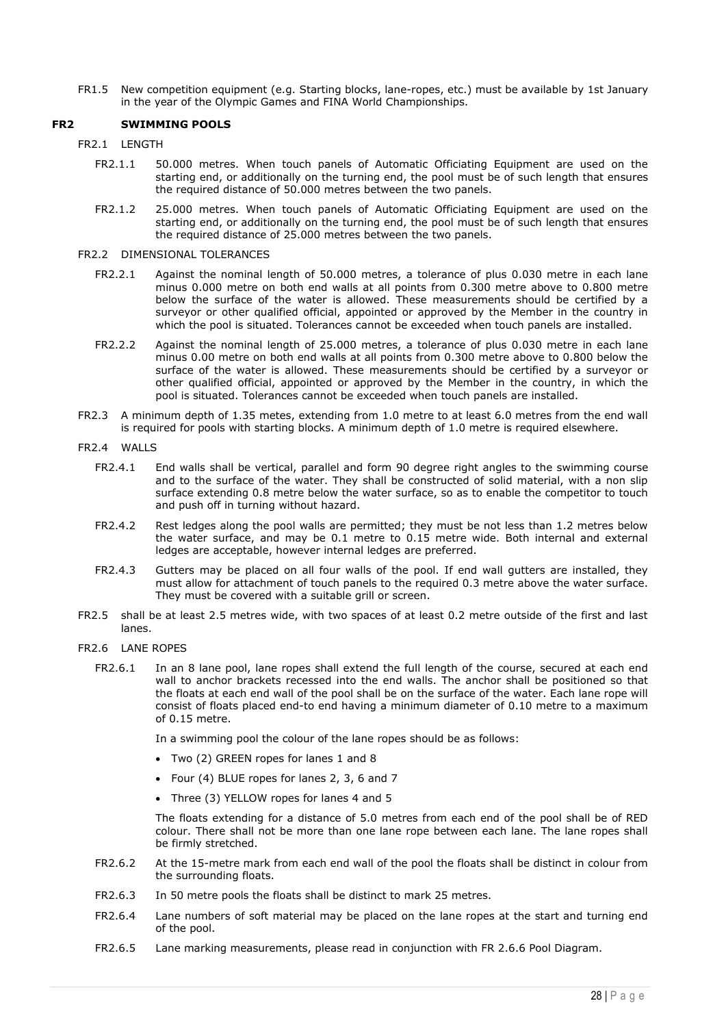FR1.5 New competition equipment (e.g. Starting blocks, lane-ropes, etc.) must be available by 1st January in the year of the Olympic Games and FINA World Championships.

## FR2 SWIMMING POOLS

FR2.1 LENGTH

FR2.1.1 50.000 metres. When touch panels of Automatic Officiating Equipment are used on the starting end, or additionally on the turning end, the pool must be of such length that ensures the required distance of 50.000 metres between the two panels.

FR2.1.2 25.000 metres. When touch panels of Automatic Officiating Equipment are used on the starting end, or additionally on the turning end, the pool must be of such length that ensures the required distance of 25.000 metres between the two panels.

FR2.2 DIMENSIONAL TOLERANCES

FR2.2.1 Against the nominal length of 50.000 metres, a tolerance of plus 0.030 metre in each lane minus 0.000 metre on both end walls at all points from 0.300 metre above to 0.800 metre below the surface of the water is allowed. These measurements should be certified by a surveyor or other qualified official, appointed or approved by the Member in the country in which the pool is situated. Tolerances cannot be exceeded when touch panels are installed.

FR2.2.2 Against the nominal length of 25.000 metres, a tolerance of plus 0.030 metre in each lane minus 0.00 metre on both end walls at all points from 0.300 metre above to 0.800 below the surface of the water is allowed. These measurements should be certified by a surveyor or other qualified official, appointed or approved by the Member in the country, in which the pool is situated. Tolerances cannot be exceeded when touch panels are installed.

FR2.3 A minimum depth of 1.35 metes, extending from 1.0 metre to at least 6.0 metres from the end wall is required for pools with starting blocks. A minimum depth of 1.0 metre is required elsewhere.

FR2.4 WALLS

FR2.4.1 End walls shall be vertical, parallel and form 90 degree right angles to the swimming course and to the surface of the water. They shall be constructed of solid material, with a non slip surface extending 0.8 metre below the water surface, so as to enable the competitor to touch and push off in turning without hazard.

FR2.4.2 Rest ledges along the pool walls are permitted; they must be not less than 1.2 metres below the water surface, and may be 0.1 metre to 0.15 metre wide. Both internal and external ledges are acceptable, however internal ledges are preferred.

FR2.4.3 Gutters may be placed on all four walls of the pool. If end wall gutters are installed, they must allow for attachment of touch panels to the required 0.3 metre above the water surface. They must be covered with a suitable grill or screen.

FR2.5 shall be at least 2.5 metres wide, with two spaces of at least 0.2 metre outside of the first and last lanes.

FR2.6 LANE ROPES

FR2.6.1 In an 8 lane pool, lane ropes shall extend the full length of the course, secured at each end wall to anchor brackets recessed into the end walls. The anchor shall be positioned so that the floats at each end wall of the pool shall be on the surface of the water. Each lane rope will consist of floats placed end-to end having a minimum diameter of 0.10 metre to a maximum of 0.15 metre.

In a swimming pool the colour of the lane ropes should be as follows:

- Two (2) GREEN ropes for lanes 1 and 8
- Four (4) BLUE ropes for lanes 2, 3, 6 and 7
- Three (3) YELLOW ropes for lanes 4 and 5

The floats extending for a distance of 5.0 metres from each end of the pool shall be of RED colour. There shall not be more than one lane rope between each lane. The lane ropes shall be firmly stretched.

FR2.6.2 At the 15-metre mark from each end wall of the pool the floats shall be distinct in colour from the surrounding floats.

FR2.6.3 In 50 metre pools the floats shall be distinct to mark 25 metres.

FR2.6.4 Lane numbers of soft material may be placed on the lane ropes at the start and turning end of the pool.

FR2.6.5 Lane marking measurements, please read in conjunction with FR 2.6.6 Pool Diagram.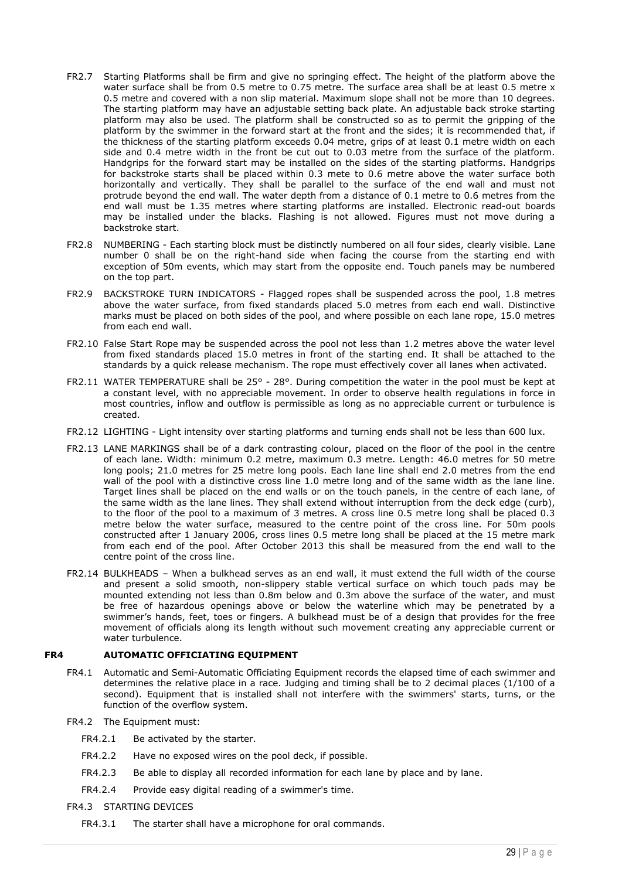FR2.7 Starting Platforms shall be firm and give no springing effect. The height of the platform above the water surface shall be from 0.5 metre to 0.75 metre. The surface area shall be at least 0.5 metre x 0.5 metre and covered with a non slip material. Maximum slope shall not be more than 10 degrees. The starting platform may have an adjustable setting back plate. An adjustable back stroke starting platform may also be used. The platform shall be constructed so as to permit the gripping of the platform by the swimmer in the forward start at the front and the sides; it is recommended that, if the thickness of the starting platform exceeds 0.04 metre, grips of at least 0.1 metre width on each side and 0.4 metre width in the front be cut out to 0.03 metre from the surface of the platform. Handgrips for the forward start may be installed on the sides of the starting platforms. Handgrips for backstroke starts shall be placed within 0.3 mete to 0.6 metre above the water surface both horizontally and vertically. They shall be parallel to the surface of the end wall and must not protrude beyond the end wall. The water depth from a distance of 0.1 metre to 0.6 metres from the end wall must be 1.35 metres where starting platforms are installed. Electronic read-out boards may be installed under the blacks. Flashing is not allowed. Figures must not move during a backstroke start.

FR2.8 NUMBERING - Each starting block must be distinctly numbered on all four sides, clearly visible. Lane number 0 shall be on the right-hand side when facing the course from the starting end with exception of 50m events, which may start from the opposite end. Touch panels may be numbered on the top part.

FR2.9 BACKSTROKE TURN INDICATORS - Flagged ropes shall be suspended across the pool, 1.8 metres above the water surface, from fixed standards placed 5.0 metres from each end wall. Distinctive marks must be placed on both sides of the pool, and where possible on each lane rope, 15.0 metres from each end wall.

FR2.10 False Start Rope may be suspended across the pool not less than 1.2 metres above the water level from fixed standards placed 15.0 metres in front of the starting end. It shall be attached to the standards by a quick release mechanism. The rope must effectively cover all lanes when activated.

FR2.11 WATER TEMPERATURE shall be 25° - 28°. During competition the water in the pool must be kept at a constant level, with no appreciable movement. In order to observe health regulations in force in most countries, inflow and outflow is permissible as long as no appreciable current or turbulence is created.

FR2.12 LIGHTING - Light intensity over starting platforms and turning ends shall not be less than 600 lux.

FR2.13 LANE MARKINGS shall be of a dark contrasting colour, placed on the floor of the pool in the centre of each lane. Width: minimum 0.2 metre, maximum 0.3 metre. Length: 46.0 metres for 50 metre long pools; 21.0 metres for 25 metre long pools. Each lane line shall end 2.0 metres from the end wall of the pool with a distinctive cross line 1.0 metre long and of the same width as the lane line. Target lines shall be placed on the end walls or on the touch panels, in the centre of each lane, of the same width as the lane lines. They shall extend without interruption from the deck edge (curb), to the floor of the pool to a maximum of 3 metres. A cross line 0.5 metre long shall be placed 0.3 metre below the water surface, measured to the centre point of the cross line. For 50m pools constructed after 1 January 2006, cross lines 0.5 metre long shall be placed at the 15 metre mark from each end of the pool. After October 2013 this shall be measured from the end wall to the centre point of the cross line.

FR2.14 BULKHEADS – When a bulkhead serves as an end wall, it must extend the full width of the course and present a solid smooth, non-slippery stable vertical surface on which touch pads may be mounted extending not less than 0.8m below and 0.3m above the surface of the water, and must be free of hazardous openings above or below the waterline which may be penetrated by a swimmer's hands, feet, toes or fingers. A bulkhead must be of a design that provides for the free movement of officials along its length without such movement creating any appreciable current or water turbulence.

## FR4 AUTOMATIC OFFICIATING EQUIPMENT

FR4.1 Automatic and Semi-Automatic Officiating Equipment records the elapsed time of each swimmer and determines the relative place in a race. Judging and timing shall be to 2 decimal places (1/100 of a second). Equipment that is installed shall not interfere with the swimmers' starts, turns, or the function of the overflow system.

FR4.2 The Equipment must:

- FR4.2.1 Be activated by the starter.
- FR4.2.2 Have no exposed wires on the pool deck, if possible.
- FR4.2.3 Be able to display all recorded information for each lane by place and by lane.
- FR4.2.4 Provide easy digital reading of a swimmer's time.

FR4.3 STARTING DEVICES

- FR4.3.1 The starter shall have a microphone for oral commands.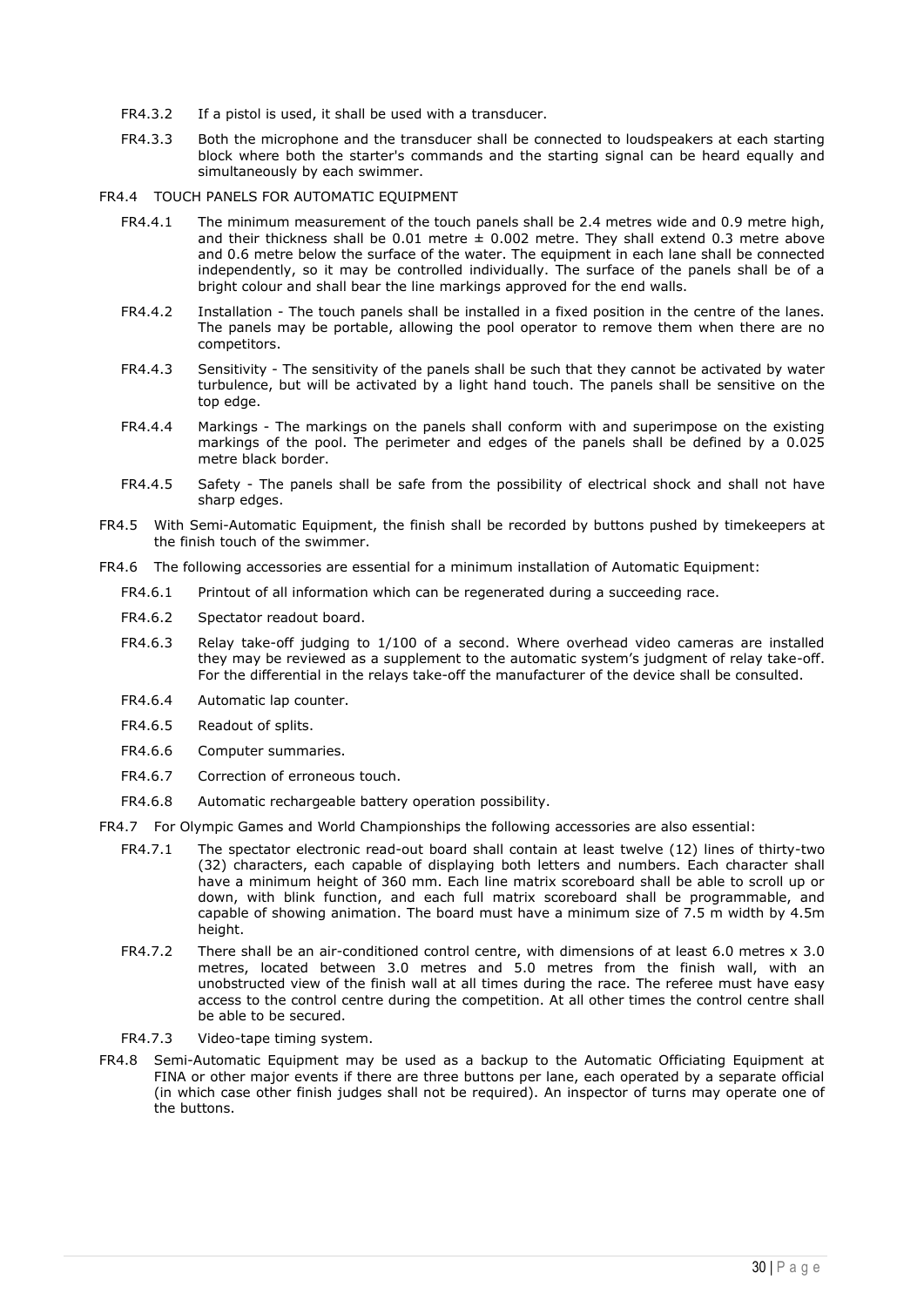FR4.3.2 If a pistol is used, it shall be used with a transducer.

FR4.3.3 Both the microphone and the transducer shall be connected to loudspeakers at each starting block where both the starter's commands and the starting signal can be heard equally and simultaneously by each swimmer.

FR4.4 TOUCH PANELS FOR AUTOMATIC EQUIPMENT

FR4.4.1 The minimum measurement of the touch panels shall be 2.4 metres wide and 0.9 metre high, and their thickness shall be 0.01 metre ± 0.002 metre. They shall extend 0.3 metre above and 0.6 metre below the surface of the water. The equipment in each lane shall be connected independently, so it may be controlled individually. The surface of the panels shall be of a bright colour and shall bear the line markings approved for the end walls.

FR4.4.2 Installation - The touch panels shall be installed in a fixed position in the centre of the lanes. The panels may be portable, allowing the pool operator to remove them when there are no competitors.

FR4.4.3 Sensitivity - The sensitivity of the panels shall be such that they cannot be activated by water turbulence, but will be activated by a light hand touch. The panels shall be sensitive on the top edge.

FR4.4.4 Markings - The markings on the panels shall conform with and superimpose on the existing markings of the pool. The perimeter and edges of the panels shall be defined by a 0.025 metre black border.

FR4.4.5 Safety - The panels shall be safe from the possibility of electrical shock and shall not have sharp edges.

FR4.5 With Semi-Automatic Equipment, the finish shall be recorded by buttons pushed by timekeepers at the finish touch of the swimmer.

FR4.6 The following accessories are essential for a minimum installation of Automatic Equipment:

FR4.6.1 Printout of all information which can be regenerated during a succeeding race.

FR4.6.2 Spectator readout board.

FR4.6.3 Relay take-off judging to 1/100 of a second. Where overhead video cameras are installed they may be reviewed as a supplement to the automatic system's judgment of relay take-off. For the differential in the relays take-off the manufacturer of the device shall be consulted.

FR4.6.4 Automatic lap counter.

FR4.6.5 Readout of splits.

FR4.6.6 Computer summaries.

FR4.6.7 Correction of erroneous touch.

FR4.6.8 Automatic rechargeable battery operation possibility.

FR4.7 For Olympic Games and World Championships the following accessories are also essential:

FR4.7.1 The spectator electronic read-out board shall contain at least twelve (12) lines of thirty-two (32) characters, each capable of displaying both letters and numbers. Each character shall have a minimum height of 360 mm. Each line matrix scoreboard shall be able to scroll up or down, with blink function, and each full matrix scoreboard shall be programmable, and capable of showing animation. The board must have a minimum size of 7.5 m width by 4.5m height.

FR4.7.2 There shall be an air-conditioned control centre, with dimensions of at least 6.0 metres x 3.0 metres, located between 3.0 metres and 5.0 metres from the finish wall, with an unobstructed view of the finish wall at all times during the race. The referee must have easy access to the control centre during the competition. At all other times the control centre shall be able to be secured.

FR4.7.3 Video-tape timing system.

FR4.8 Semi-Automatic Equipment may be used as a backup to the Automatic Officiating Equipment at FINA or other major events if there are three buttons per lane, each operated by a separate official (in which case other finish judges shall not be required). An inspector of turns may operate one of the buttons.